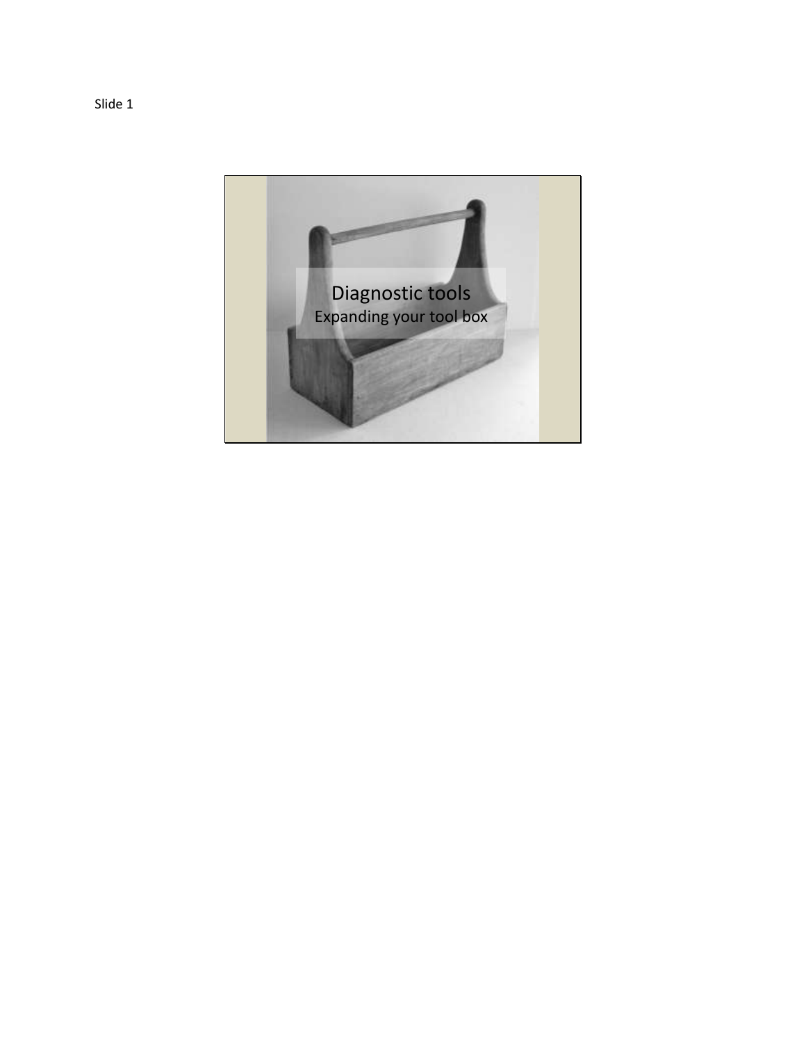Slide 1

# Diagnostic tools

Expanding your tool box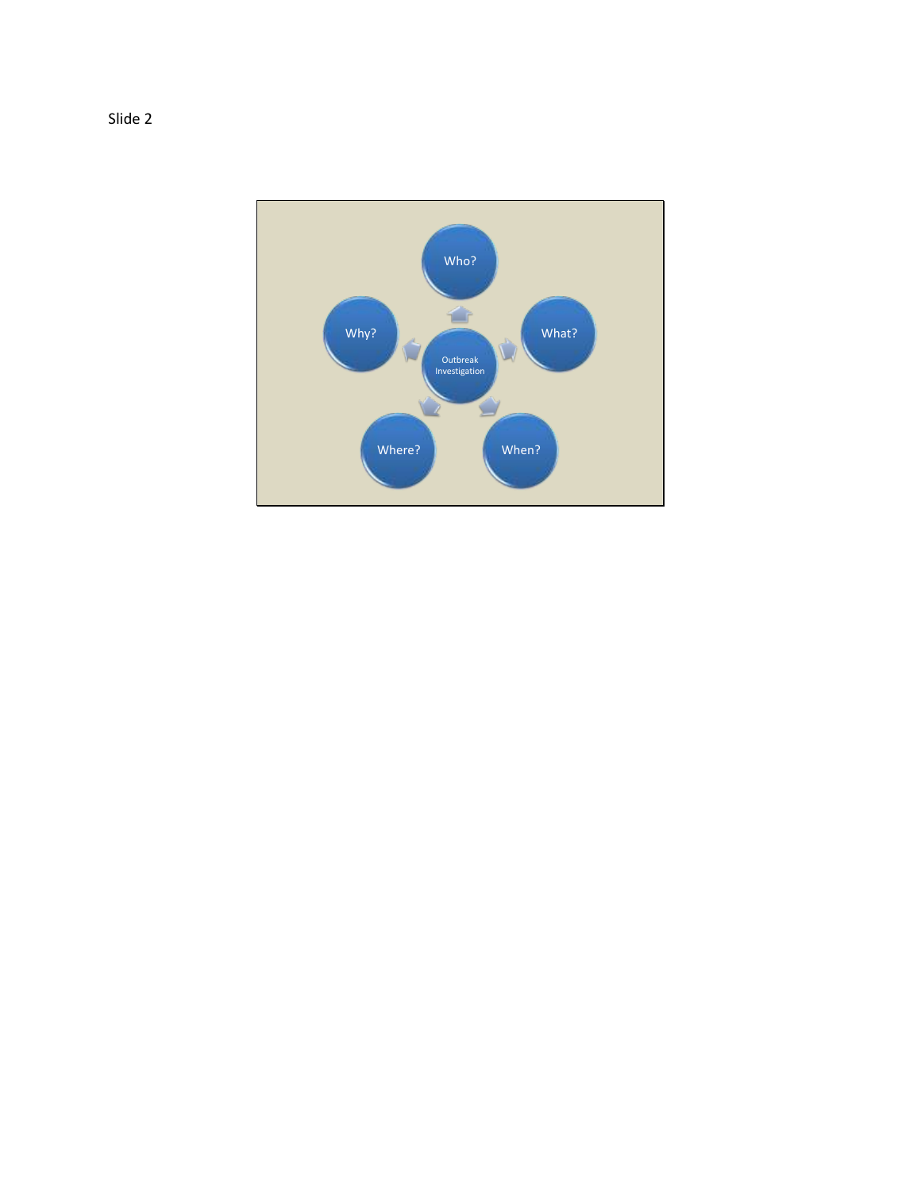Slide 2

Outbreak Investigation

Who?

What?

When?

Where?

Why?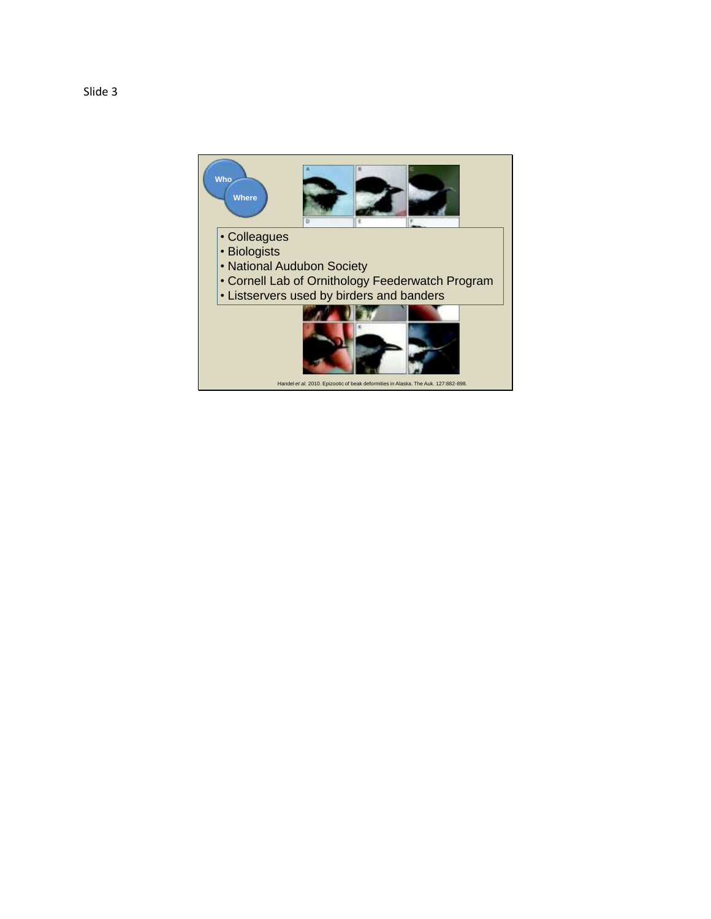Slide 3

Who

Where

- Colleagues
- Biologists
- National Audubon Society
- Cornell Lab of Ornithology Feederwatch Program
- Listservers used by birders and banders

Handel *et al.* 2010. Epizootic of beak deformities in Alaska. The Auk. 127:882-898.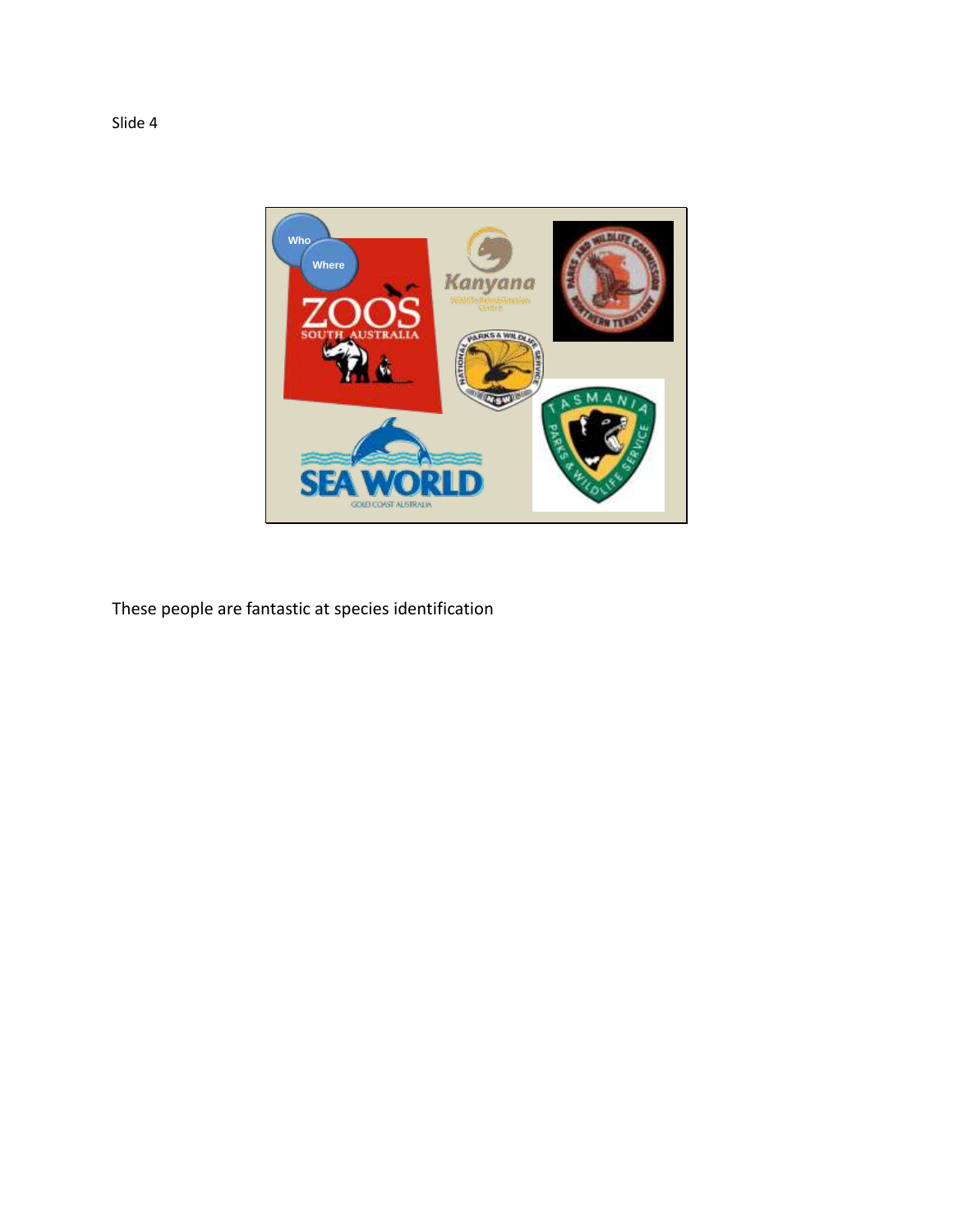Slide 4

These people are fantastic at species identification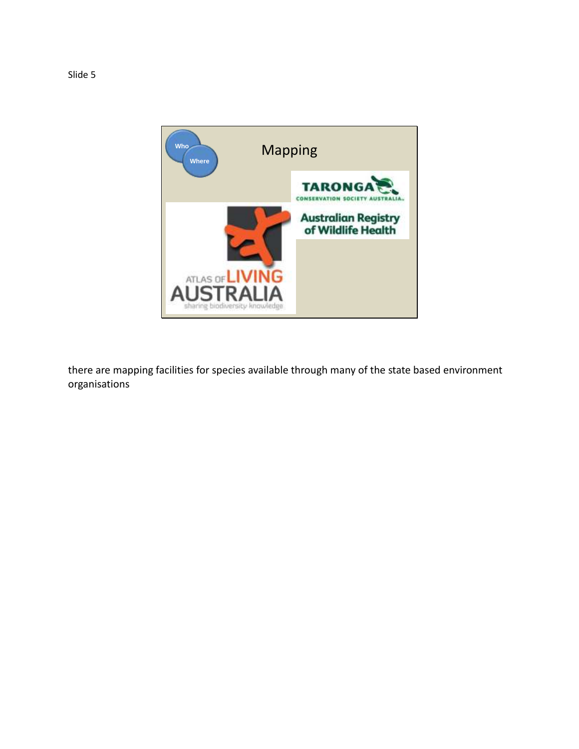Slide 5

Who

Where

Mapping

TARONGA
CONSERVATION SOCIETY AUSTRALIA

Australian Registry of Wildlife Health

ATLAS OF LIVING AUSTRALIA
sharing biodiversity knowledge

there are mapping facilities for species available through many of the state based environment organisations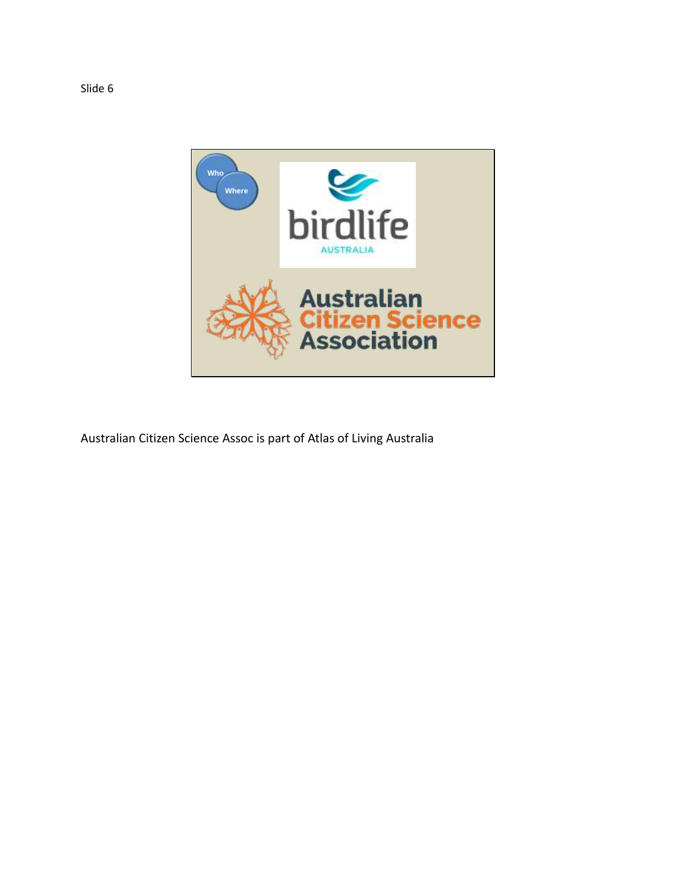Slide 6

Who

Where

birdlife
AUSTRALIA

Australian
Citizen Science
Association

Australian Citizen Science Assoc is part of Atlas of Living Australia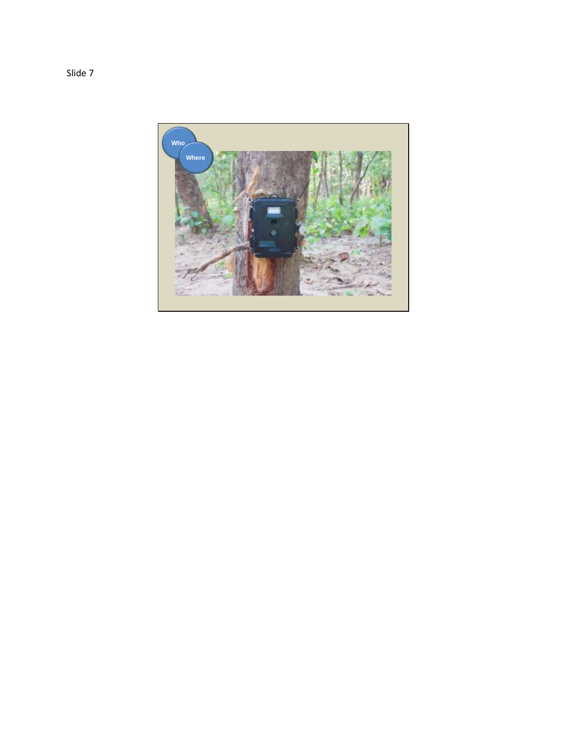Slide 7

Who

Where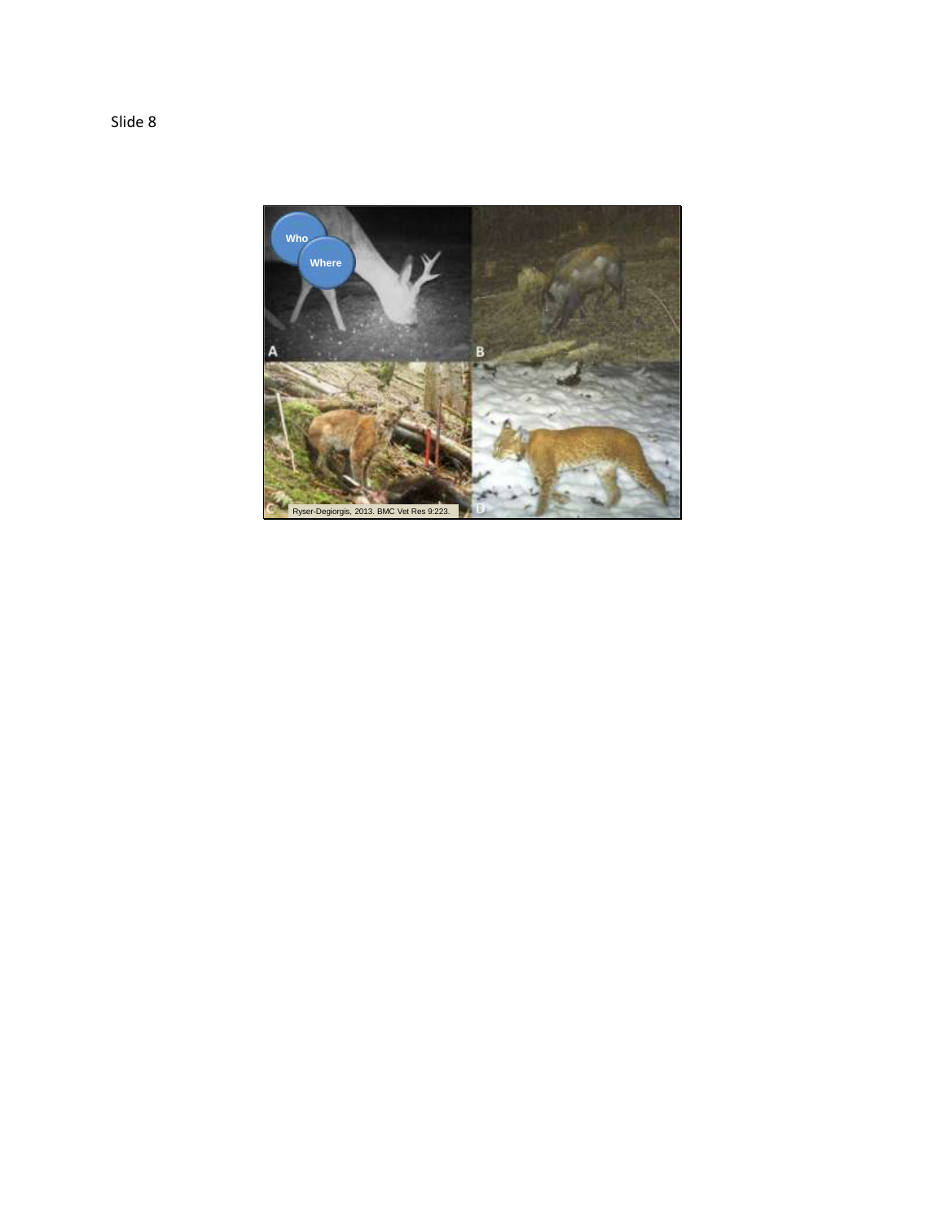Slide 8

Who

Where

Ryser-Degiorgis, 2013. BMC Vet Res 9:223.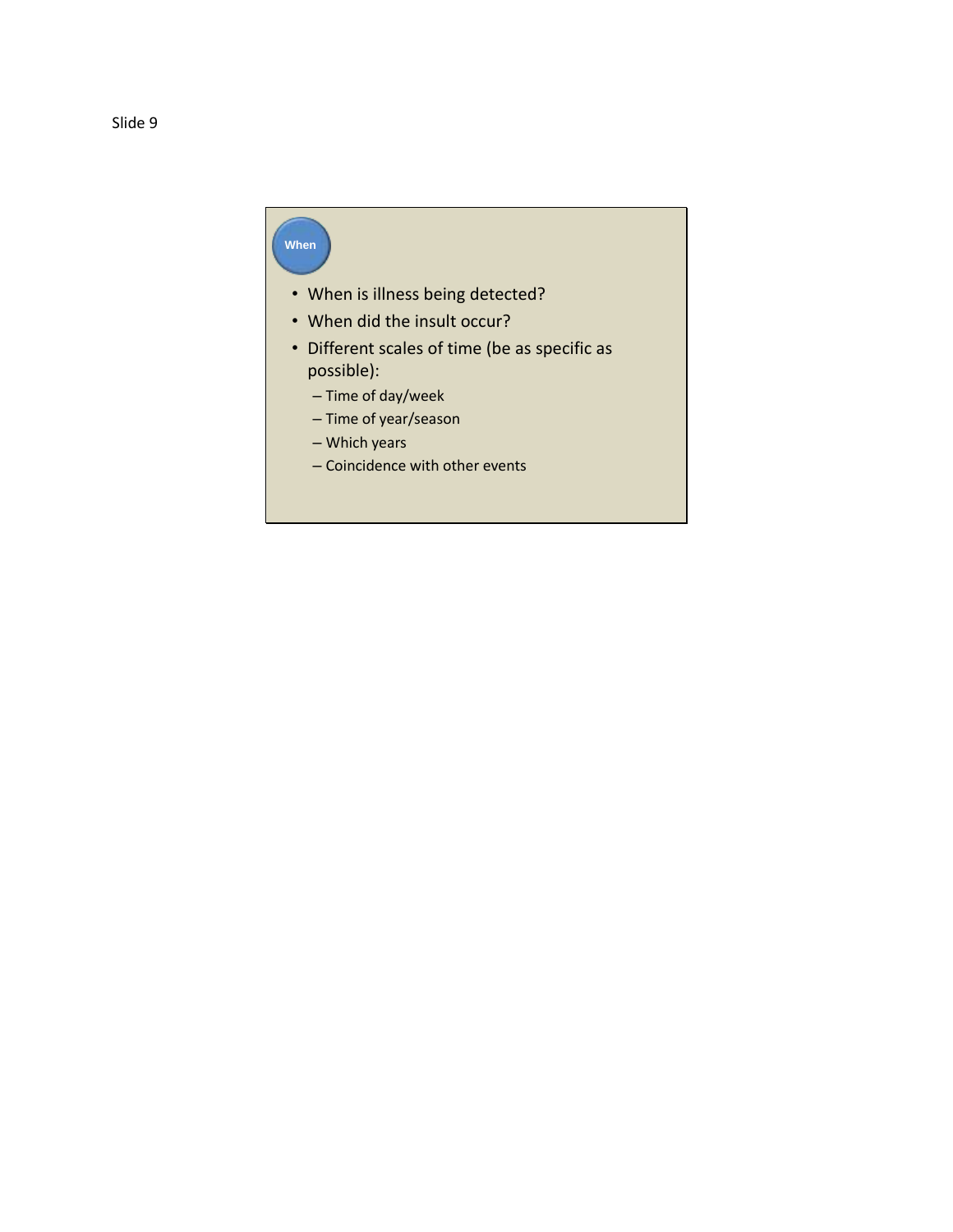Slide 9

## When

- When is illness being detected?
- When did the insult occur?
- Different scales of time (be as specific as possible):
  - Time of day/week
  - Time of year/season
  - Which years
  - Coincidence with other events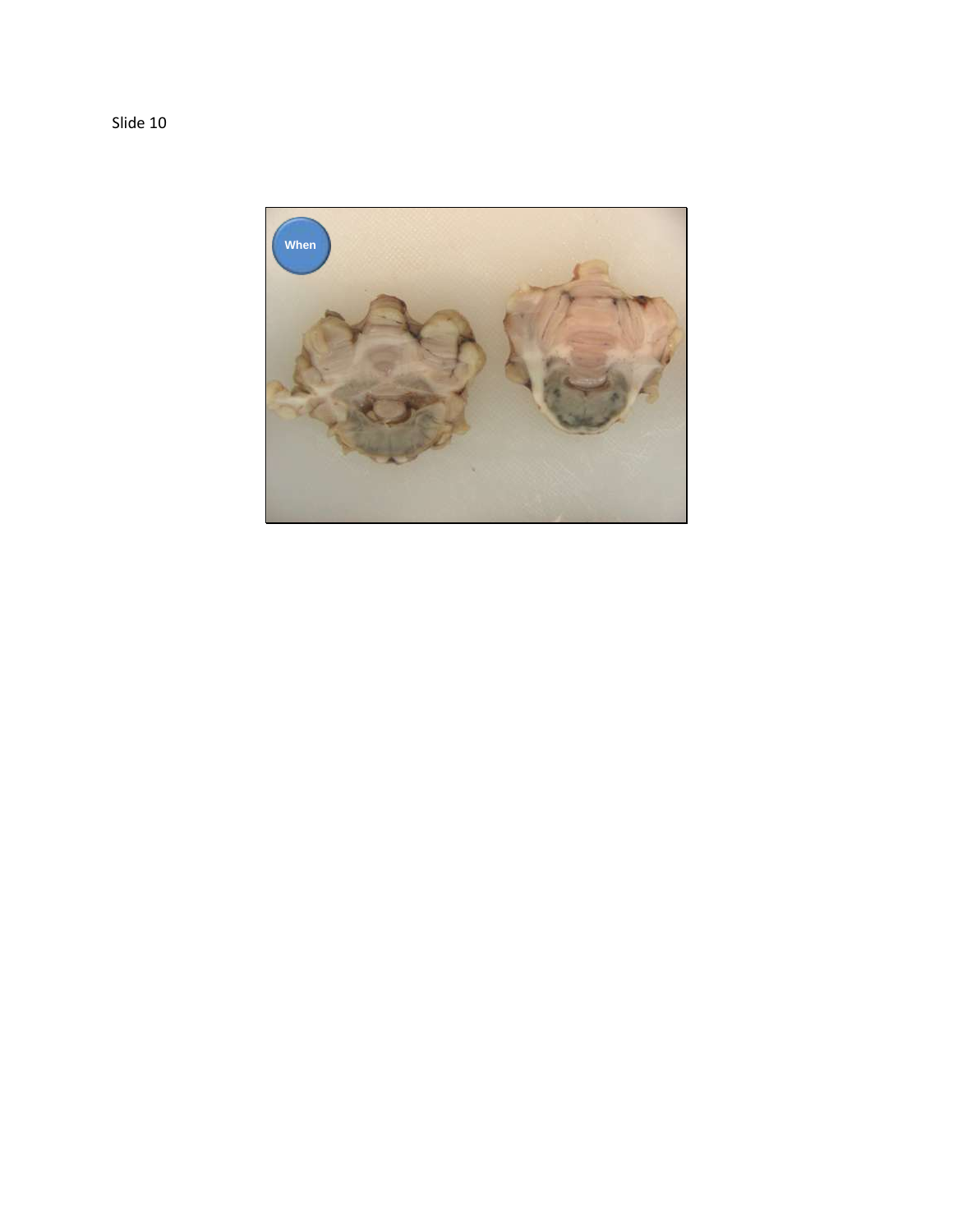Slide 10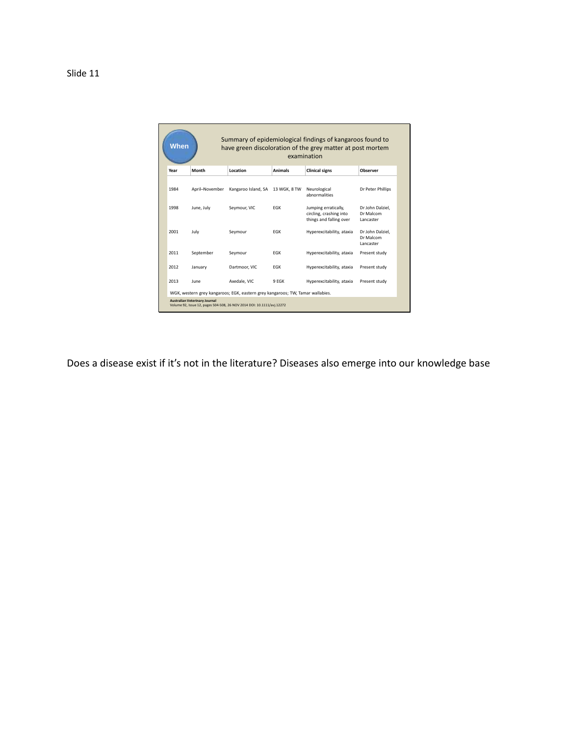Slide 11

**When**

Summary of epidemiological findings of kangaroos found to have green discoloration of the grey matter at post mortem examination

| Year | Month | Location | Animals | Clinical signs | Observer |
|---|---|---|---|---|---|
| 1984 | April–November | Kangaroo Island, SA | 13 WGK, 8 TW | Neurological abnormalities | Dr Peter Phillips |
| 1998 | June, July | Seymour, VIC | EGK | Jumping erratically, circling, crashing into things and falling over | Dr John Dalziel, Dr Malcom Lancaster |
| 2001 | July | Seymour | EGK | Hyperexcitability, ataxia | Dr John Dalziel, Dr Malcom Lancaster |
| 2011 | September | Seymour | EGK | Hyperexcitability, ataxia | Present study |
| 2012 | January | Dartmoor, VIC | EGK | Hyperexcitability, ataxia | Present study |
| 2013 | June | Axedale, VIC | 9 EGK | Hyperexcitability, ataxia | Present study |

WGK, western grey kangaroos; EGK, eastern grey kangaroos; TW, Tamar wallabies.

**Australian Veterinary Journal**
Volume 92, Issue 12, pages 504-508, 26 NOV 2014 DOI: 10.1111/avj.12272

Does a disease exist if it's not in the literature? Diseases also emerge into our knowledge base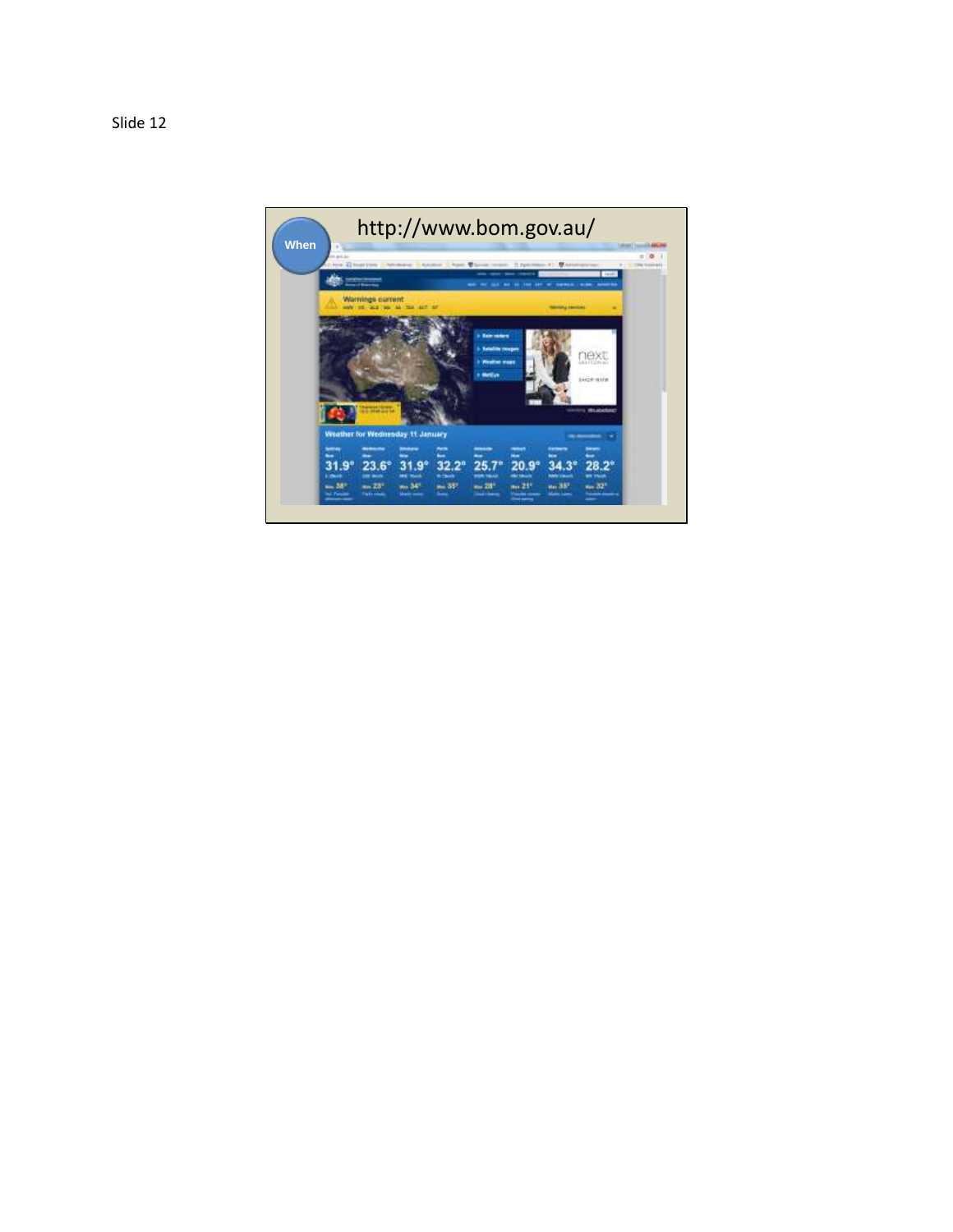Slide 12

When

http://www.bom.gov.au/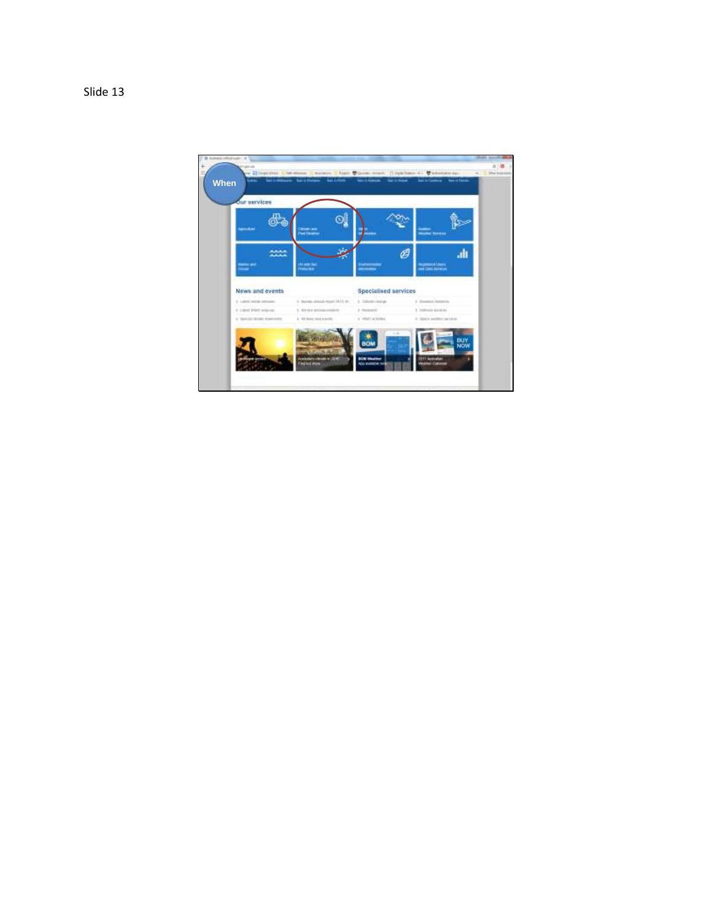Slide 13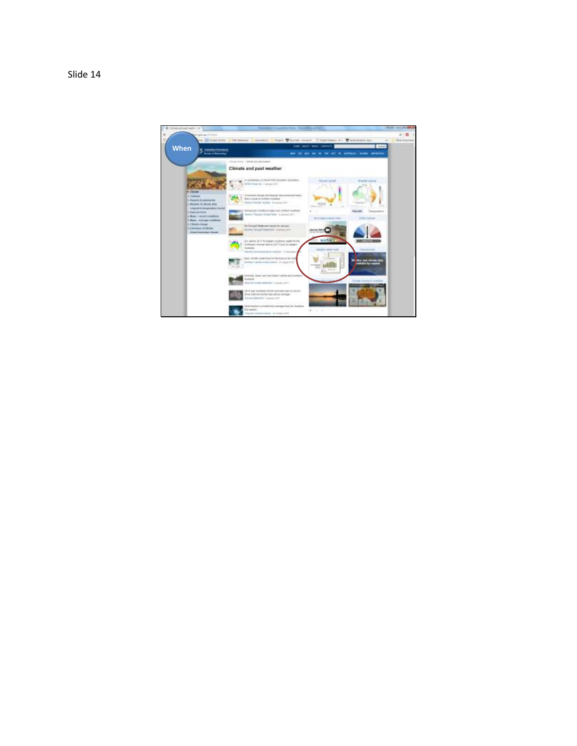Slide 14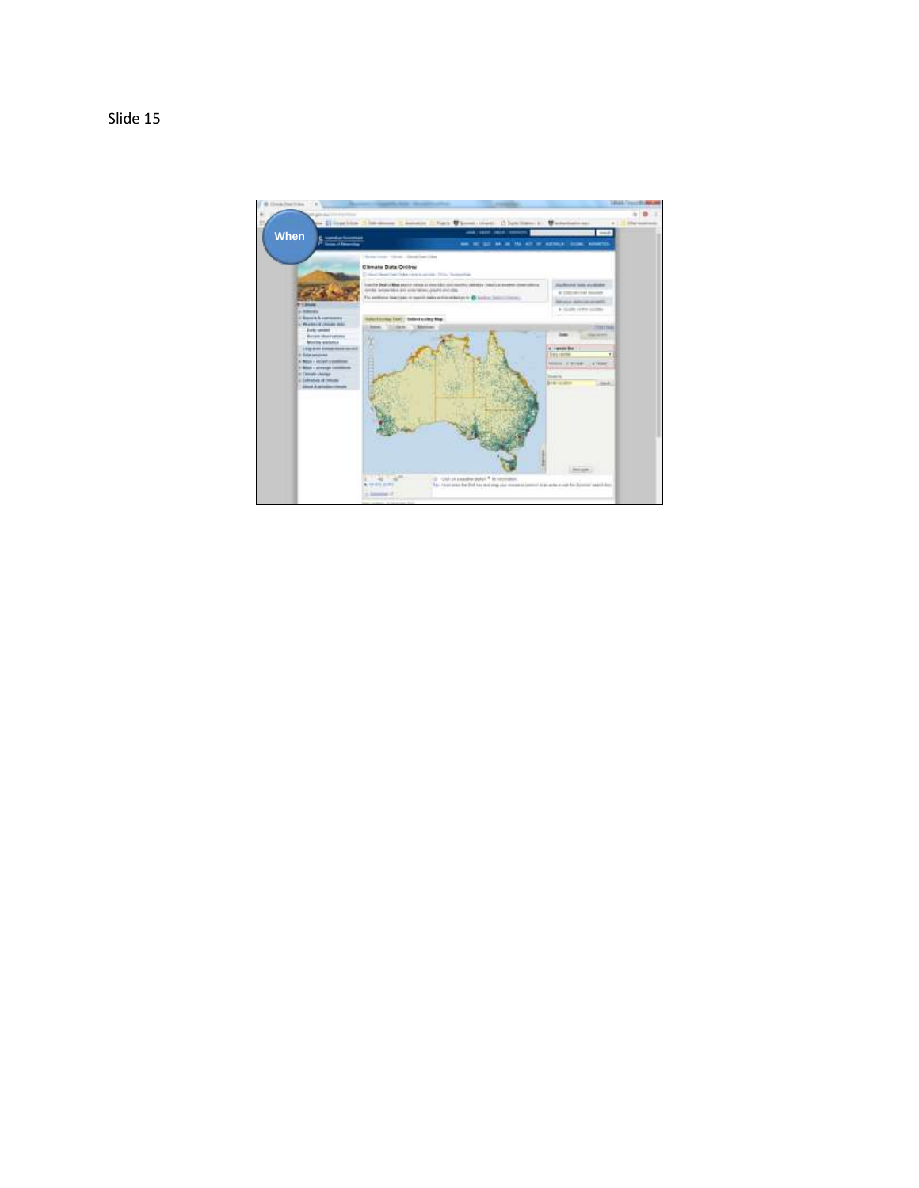Slide 15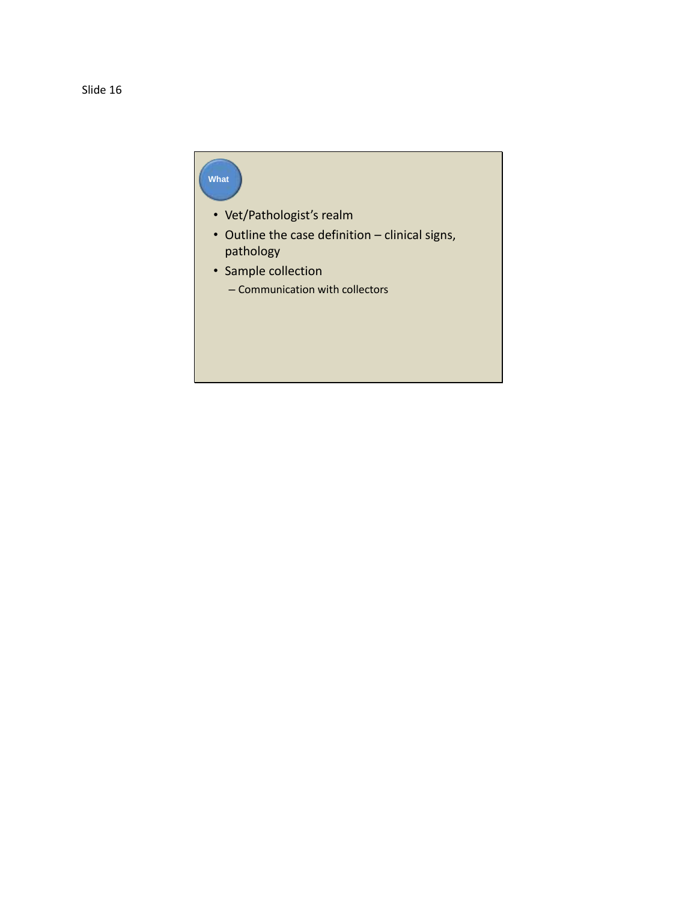Slide 16

What

- Vet/Pathologist's realm
- Outline the case definition – clinical signs, pathology
- Sample collection
  - Communication with collectors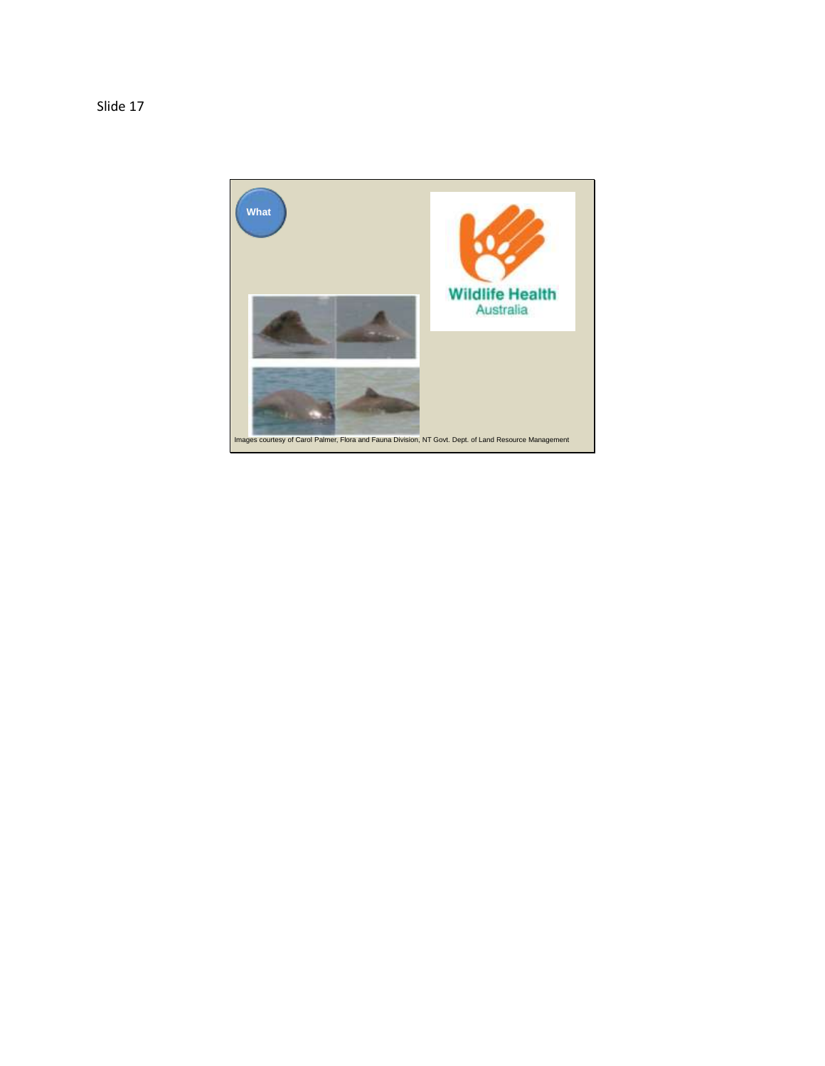Slide 17

What

Wildlife Health Australia

Images courtesy of Carol Palmer, Flora and Fauna Division, NT Govt. Dept. of Land Resource Management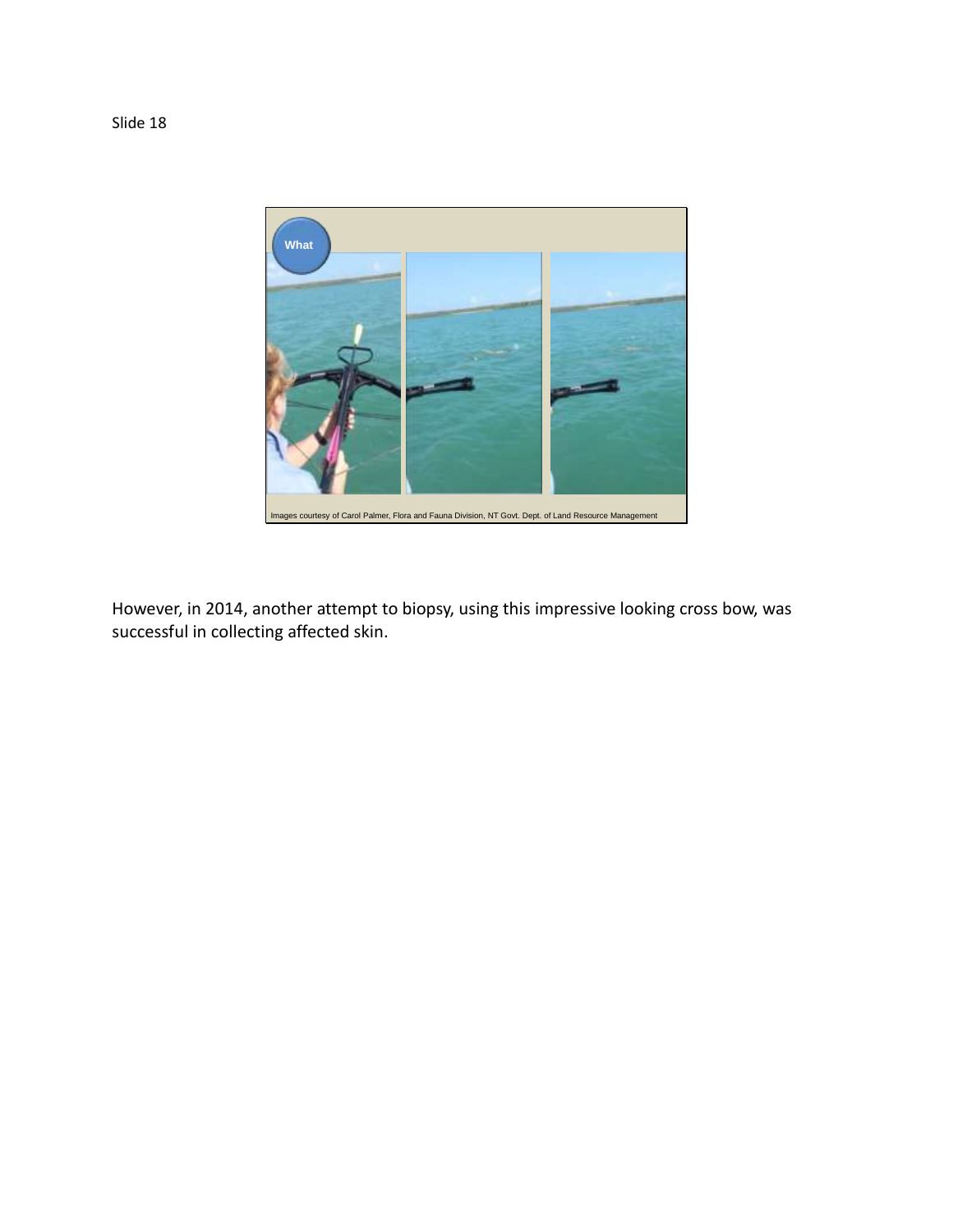Slide 18

What

Images courtesy of Carol Palmer, Flora and Fauna Division, NT Govt. Dept. of Land Resource Management

However, in 2014, another attempt to biopsy, using this impressive looking cross bow, was successful in collecting affected skin.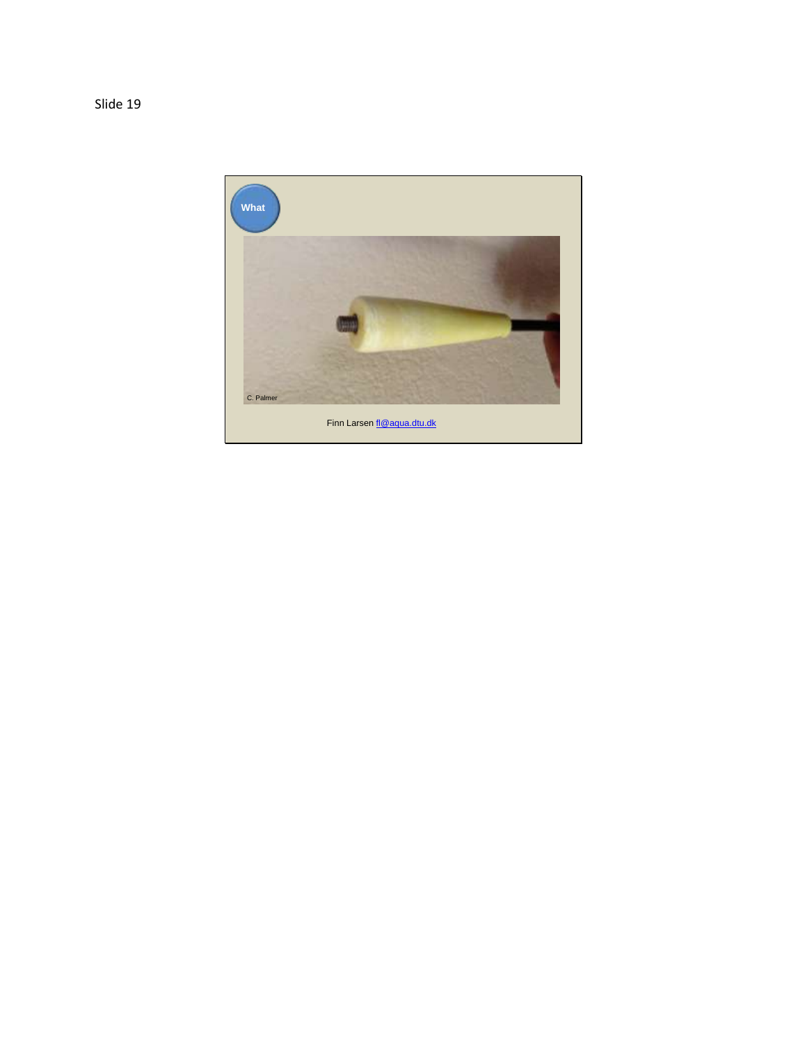Slide 19

What

C. Palmer

Finn Larsen fl@aqua.dtu.dk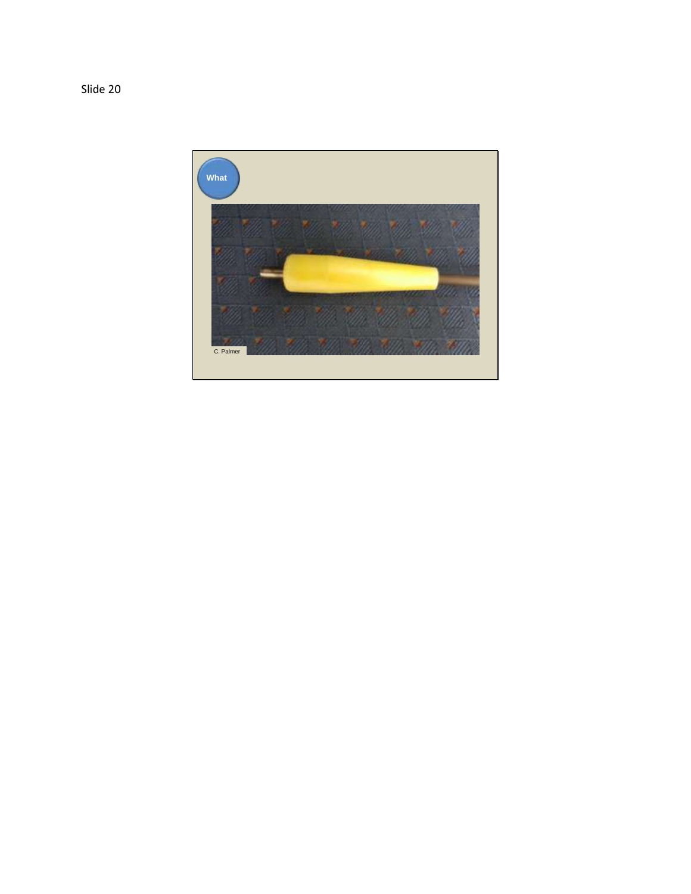Slide 20

What

C. Palmer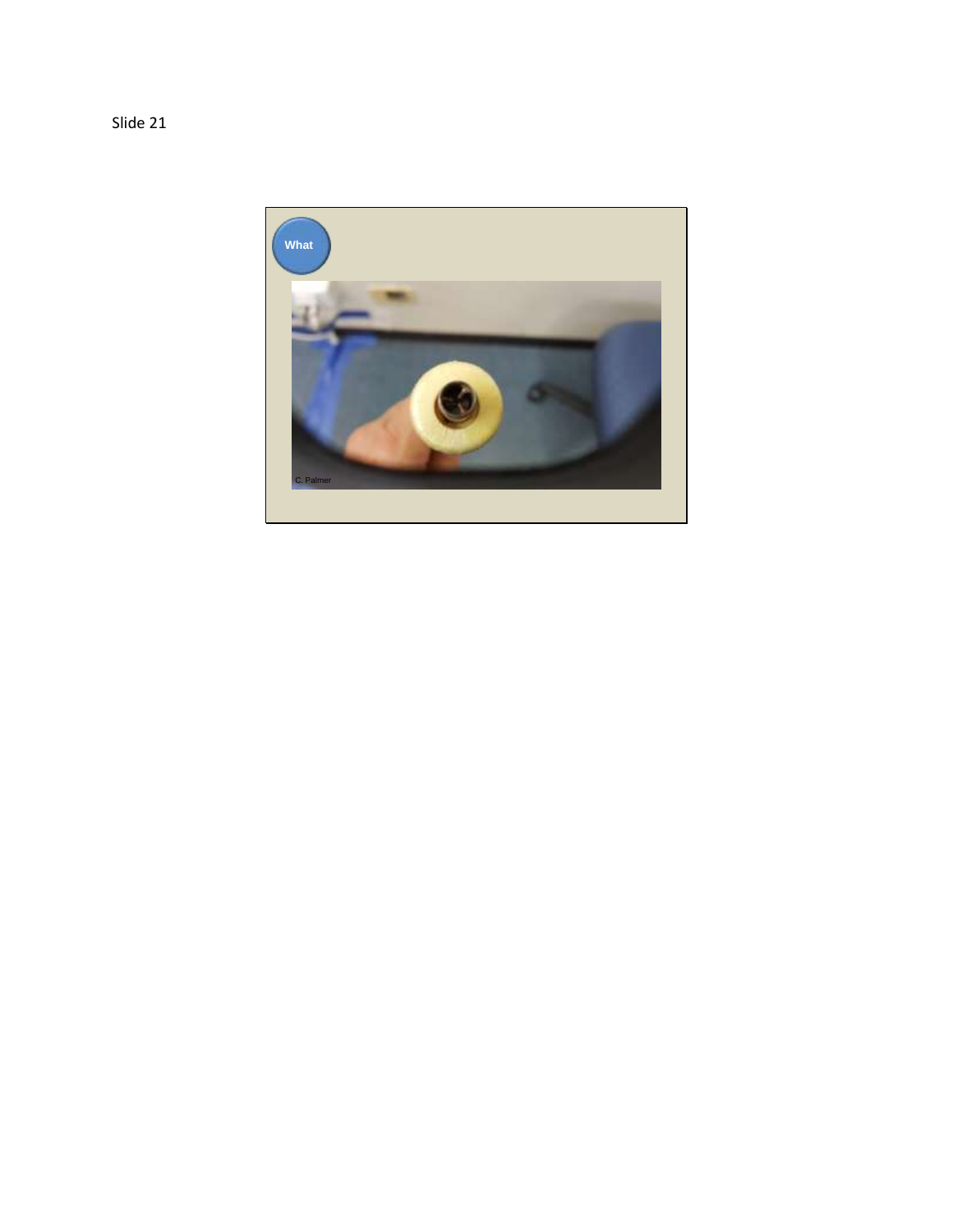Slide 21

What

C. Palmer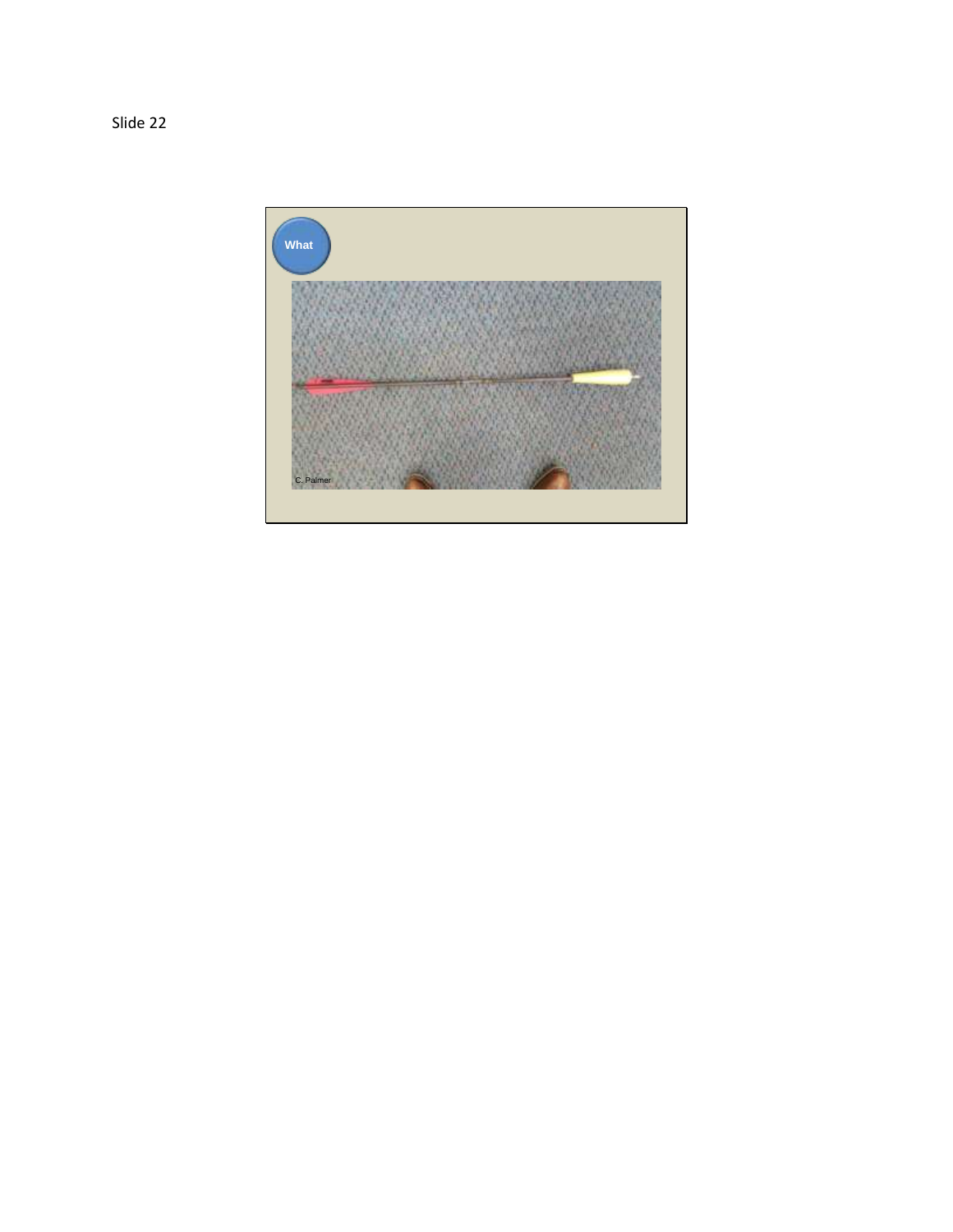Slide 22

What

C. Palmer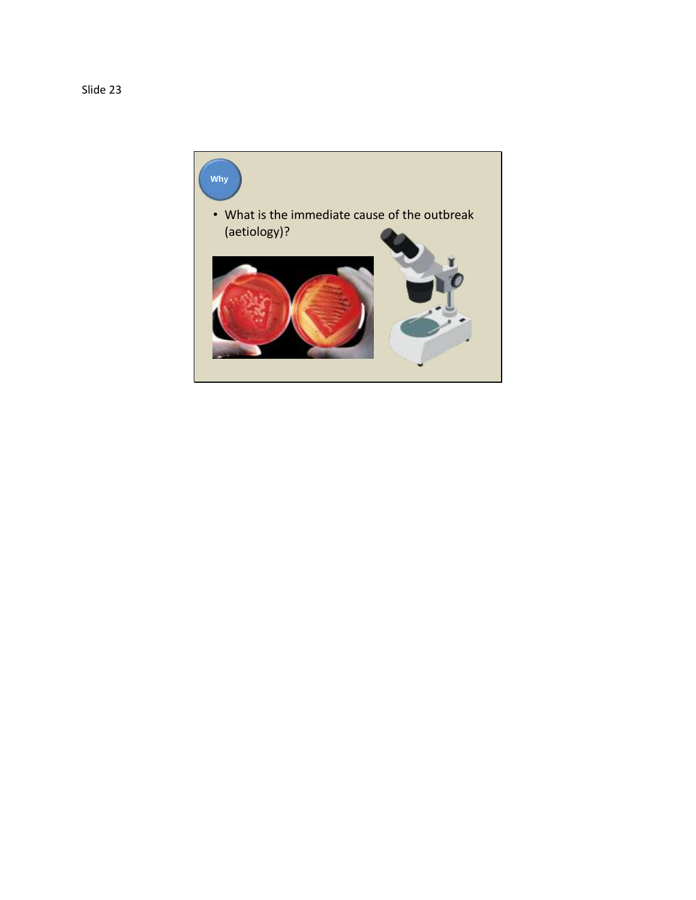Slide 23

Why

- What is the immediate cause of the outbreak (aetiology)?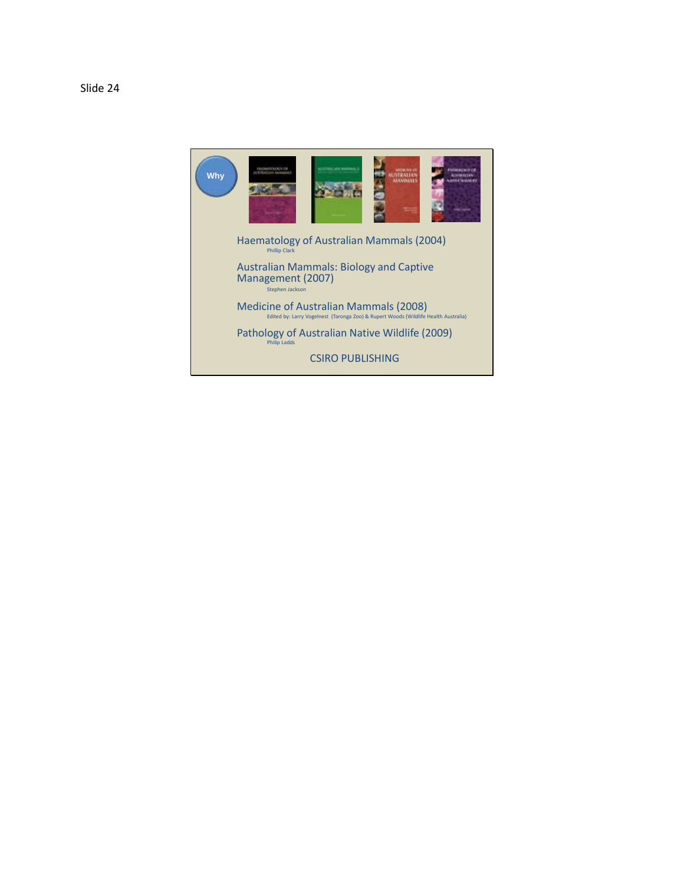Slide 24

Why

Haematology of Australian Mammals (2004)
Phillip Clark

Australian Mammals: Biology and Captive Management (2007)
Stephen Jackson

Medicine of Australian Mammals (2008)
Edited by: Larry Vogelnest (Taronga Zoo) & Rupert Woods (Wildlife Health Australia)

Pathology of Australian Native Wildlife (2009)
Philip Ladds

CSIRO PUBLISHING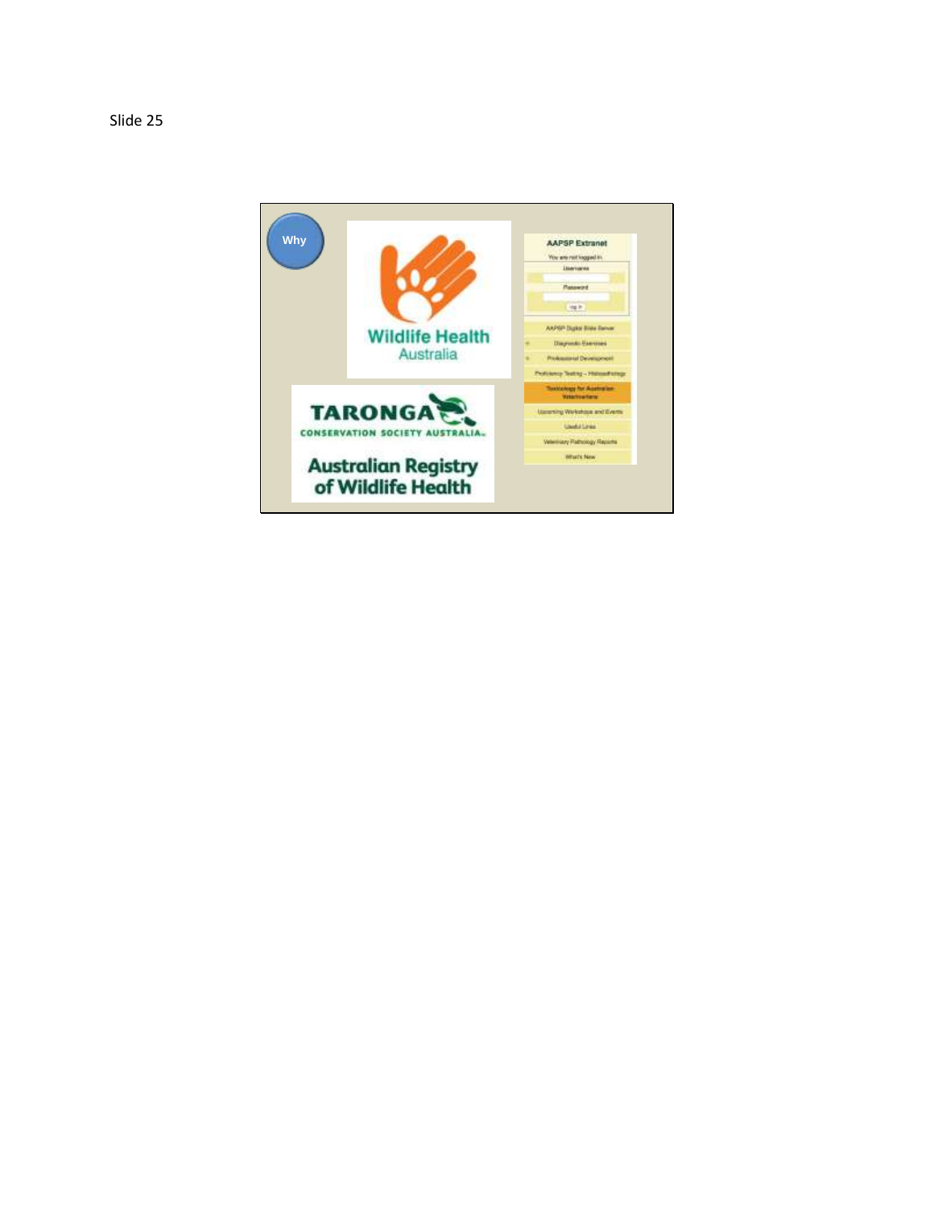Slide 25

Why

Wildlife Health Australia

TARONGA CONSERVATION SOCIETY AUSTRALIA

Australian Registry of Wildlife Health

AAPSP Extranet

You are not logged in.

Username

Password

Log In

AAPSP Digital Slide Server

Diagnostic Exercises

Professional Development

Proficiency Testing – Histopathology

Toxicology for Australian Veterinarians

Upcoming Workshops and Events

Useful Links

Veterinary Pathology Reports

What's New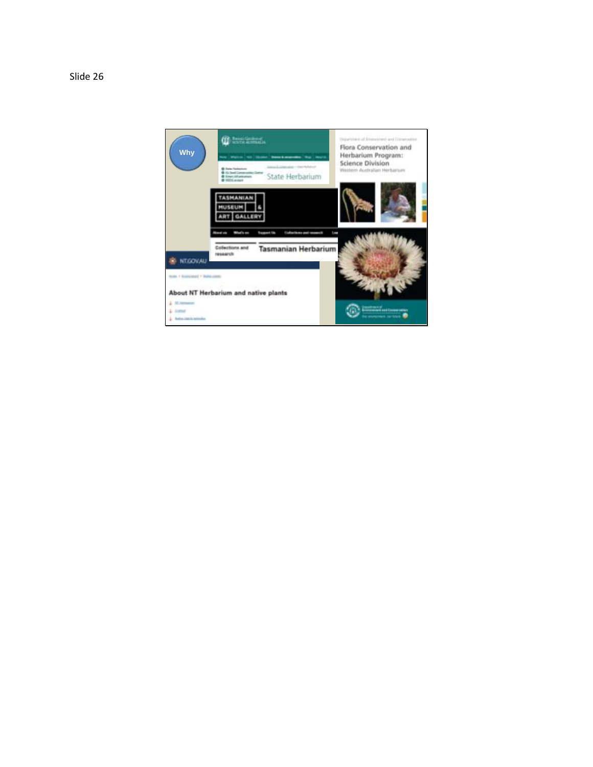Slide 26

Why

State Herbarium

TASMANIAN MUSEUM & ART GALLERY

Tasmanian Herbarium

NT.GOV.AU

About NT Herbarium and native plants

Flora Conservation and Herbarium Program: Science Division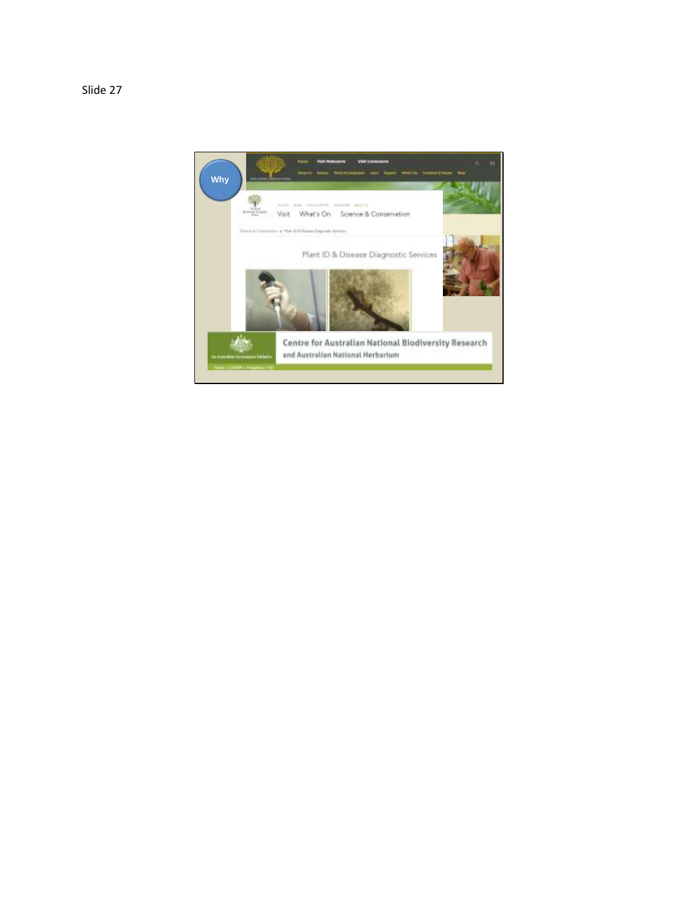Slide 27

Why

Plant ID & Disease Diagnostic Services

Centre for Australian National Biodiversity Research and Australian National Herbarium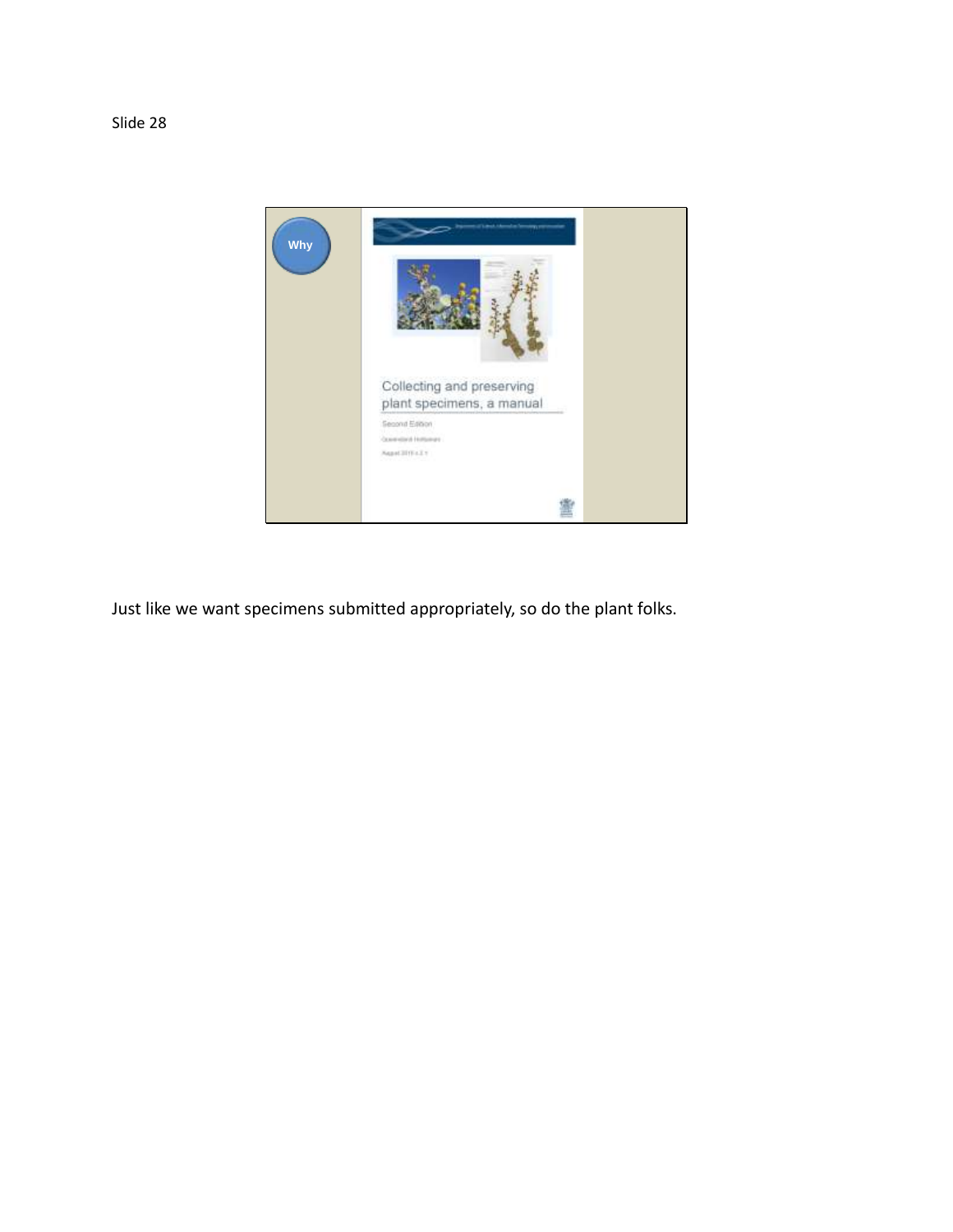Slide 28

Why

Collecting and preserving plant specimens, a manual

Second Edition

Queensland Herbarium

Just like we want specimens submitted appropriately, so do the plant folks.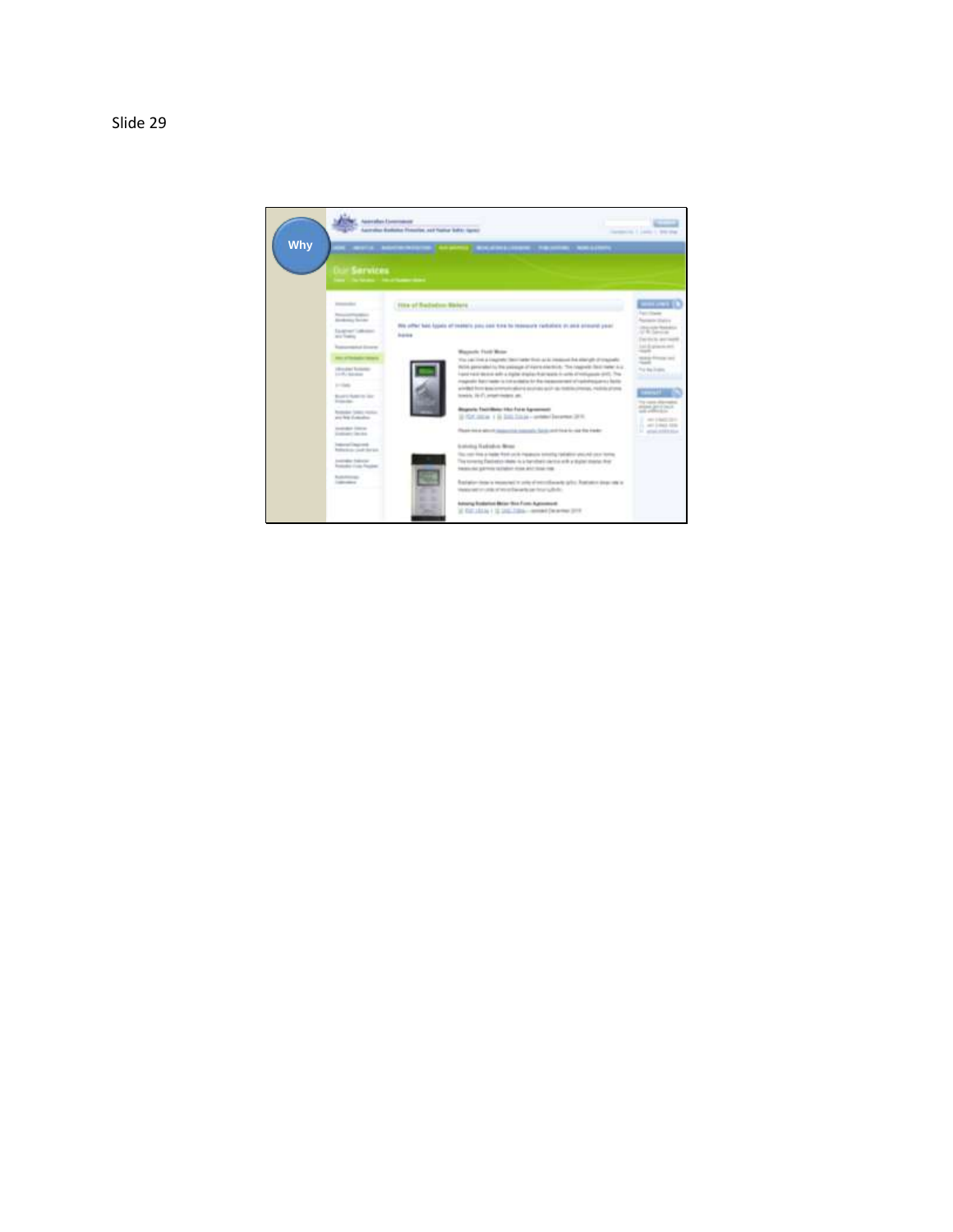Slide 29

Why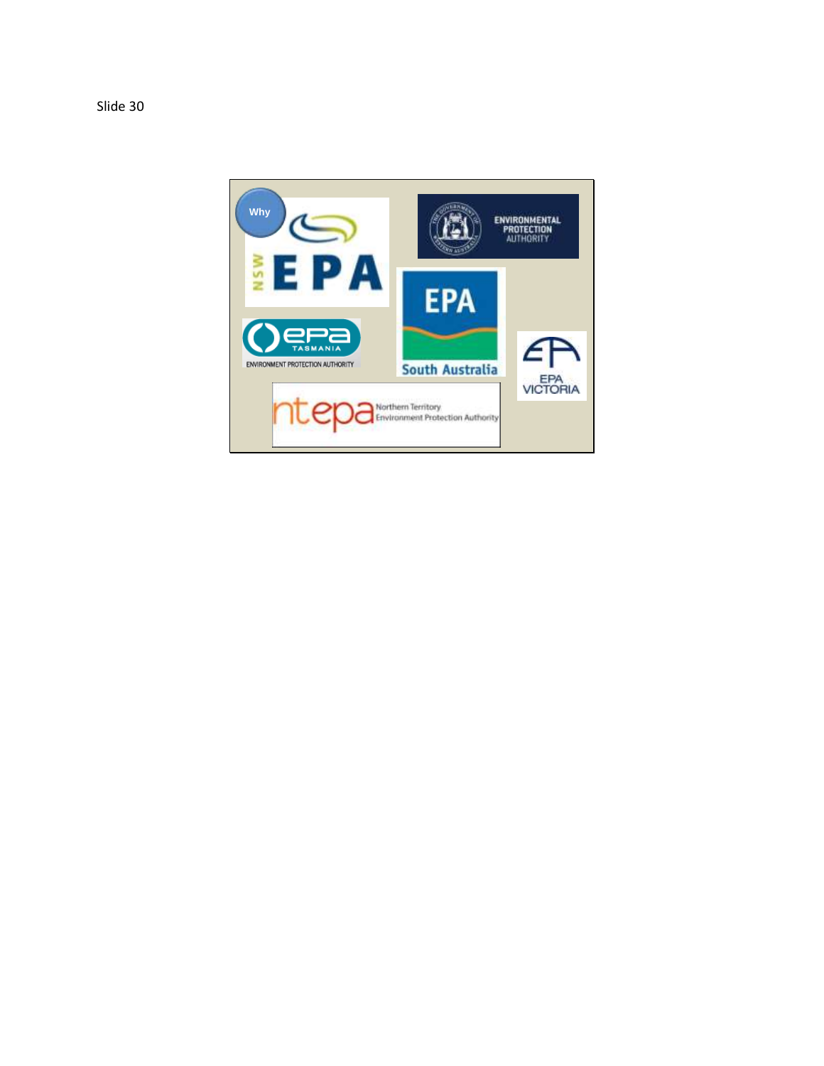Slide 30

Why

NSW EPA

Environmental Protection Authority

epa Tasmania Environment Protection Authority

EPA South Australia

EPA Victoria

ntepa Northern Territory Environment Protection Authority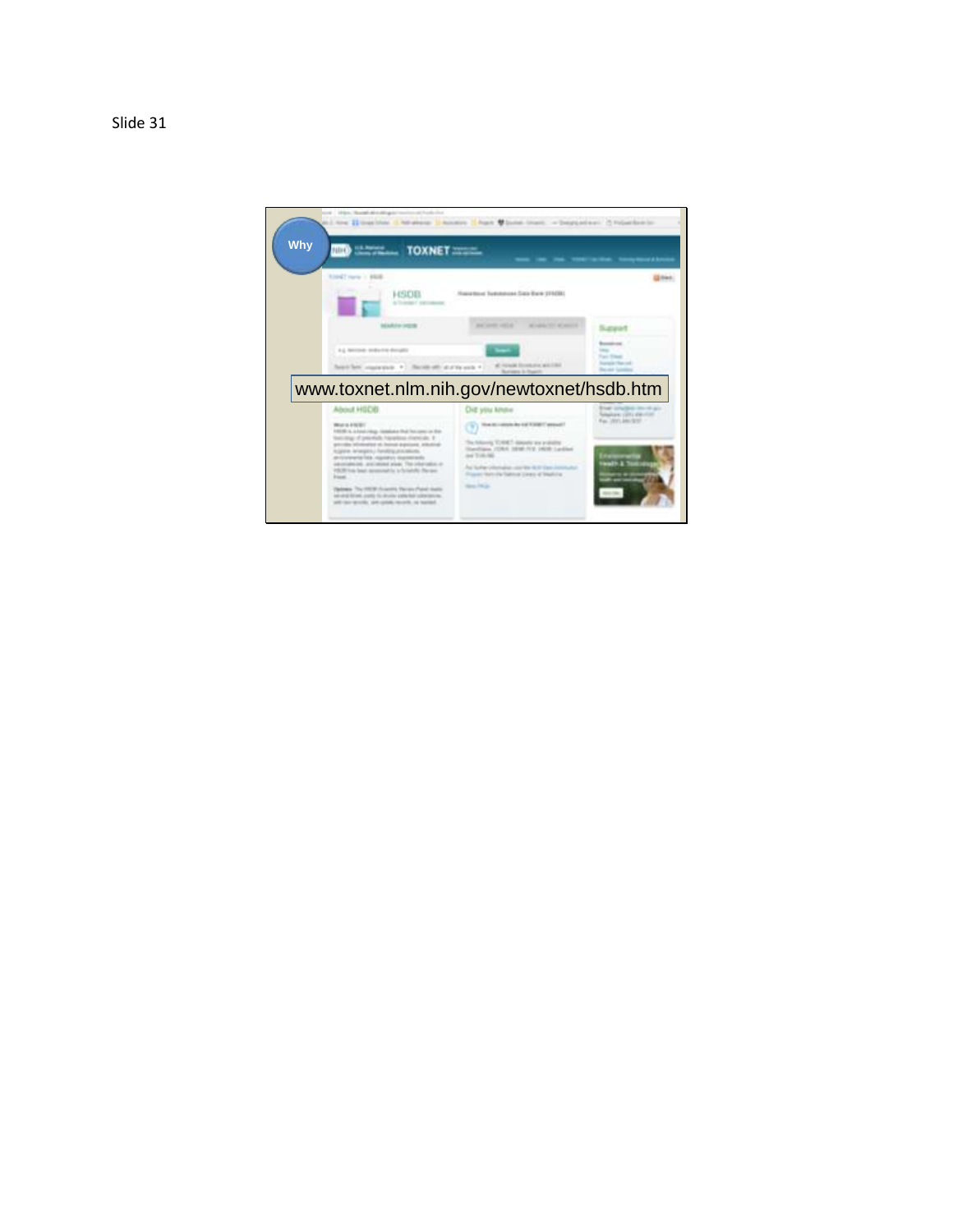Slide 31

Why

www.toxnet.nlm.nih.gov/newtoxnet/hsdb.htm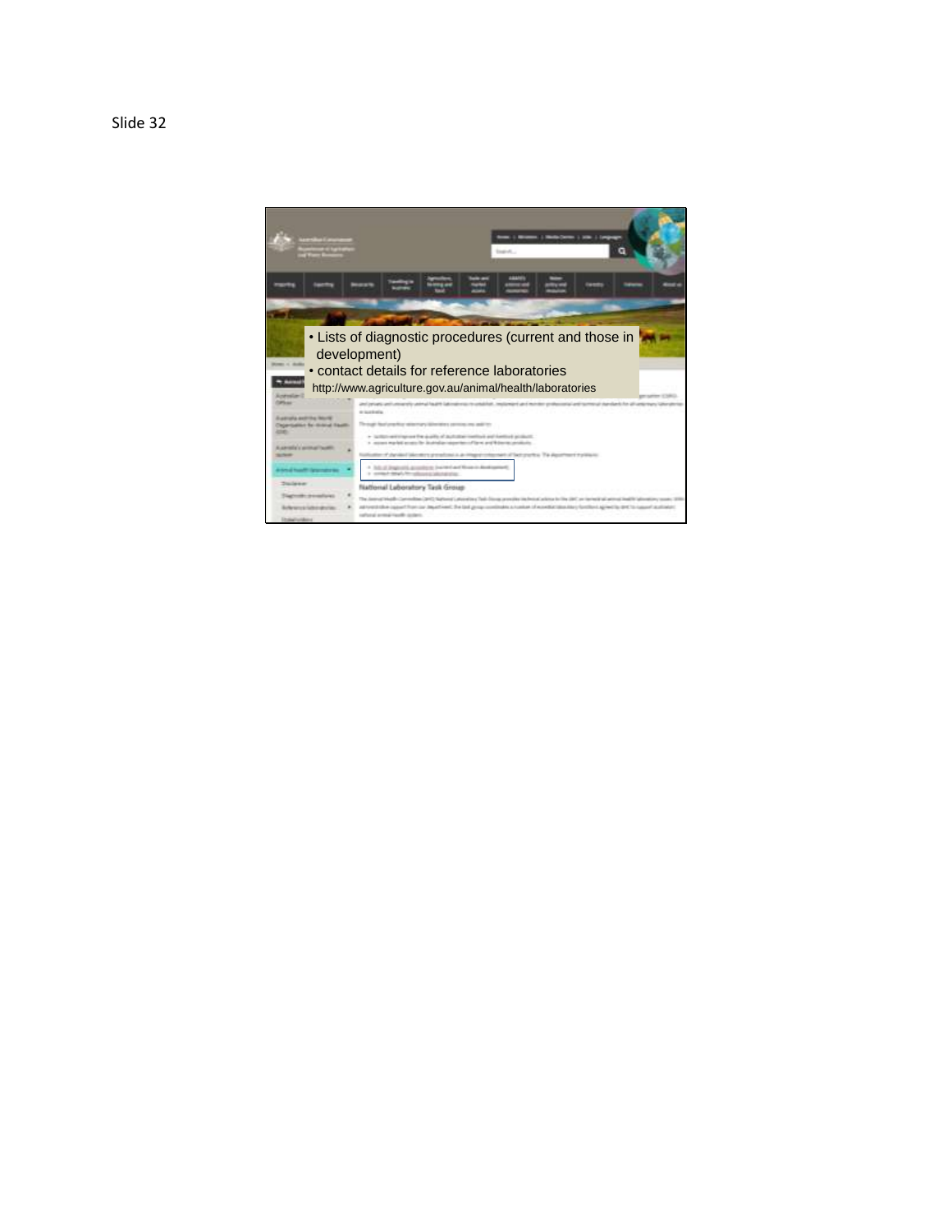Slide 32

- Lists of diagnostic procedures (current and those in development)
- contact details for reference laboratories

http://www.agriculture.gov.au/animal/health/laboratories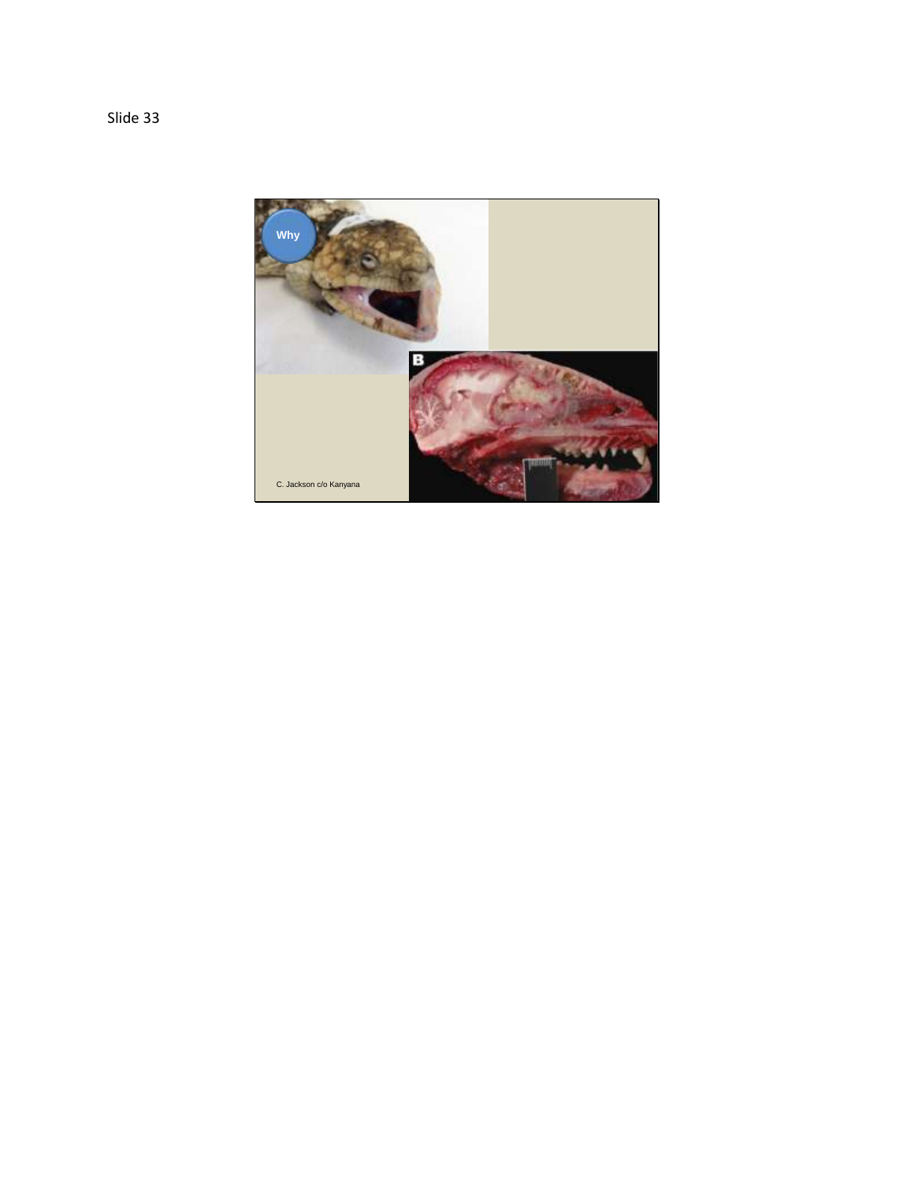Slide 33

Why

B

C. Jackson c/o Kanyana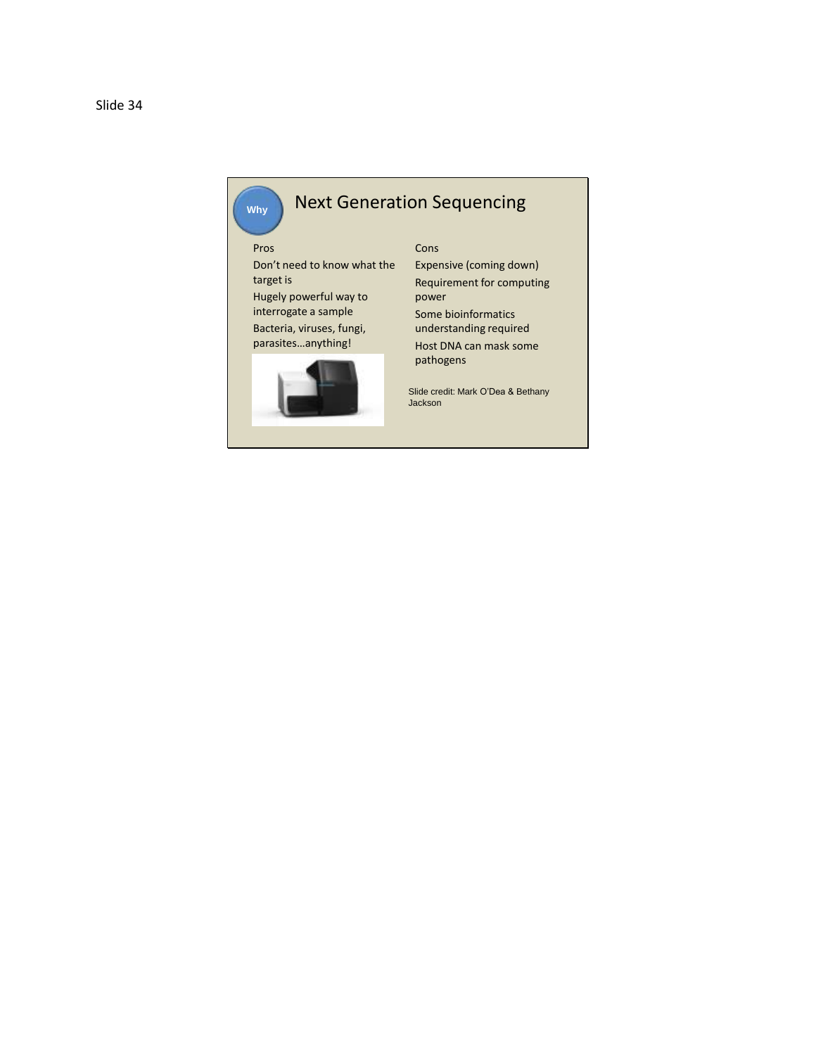Slide 34

# Next Generation Sequencing

Why

**Pros**

- Don't need to know what the target is
- Hugely powerful way to interrogate a sample
- Bacteria, viruses, fungi, parasites…anything!

**Cons**

- Expensive (coming down)
- Requirement for computing power
- Some bioinformatics understanding required
- Host DNA can mask some pathogens

Slide credit: Mark O'Dea & Bethany Jackson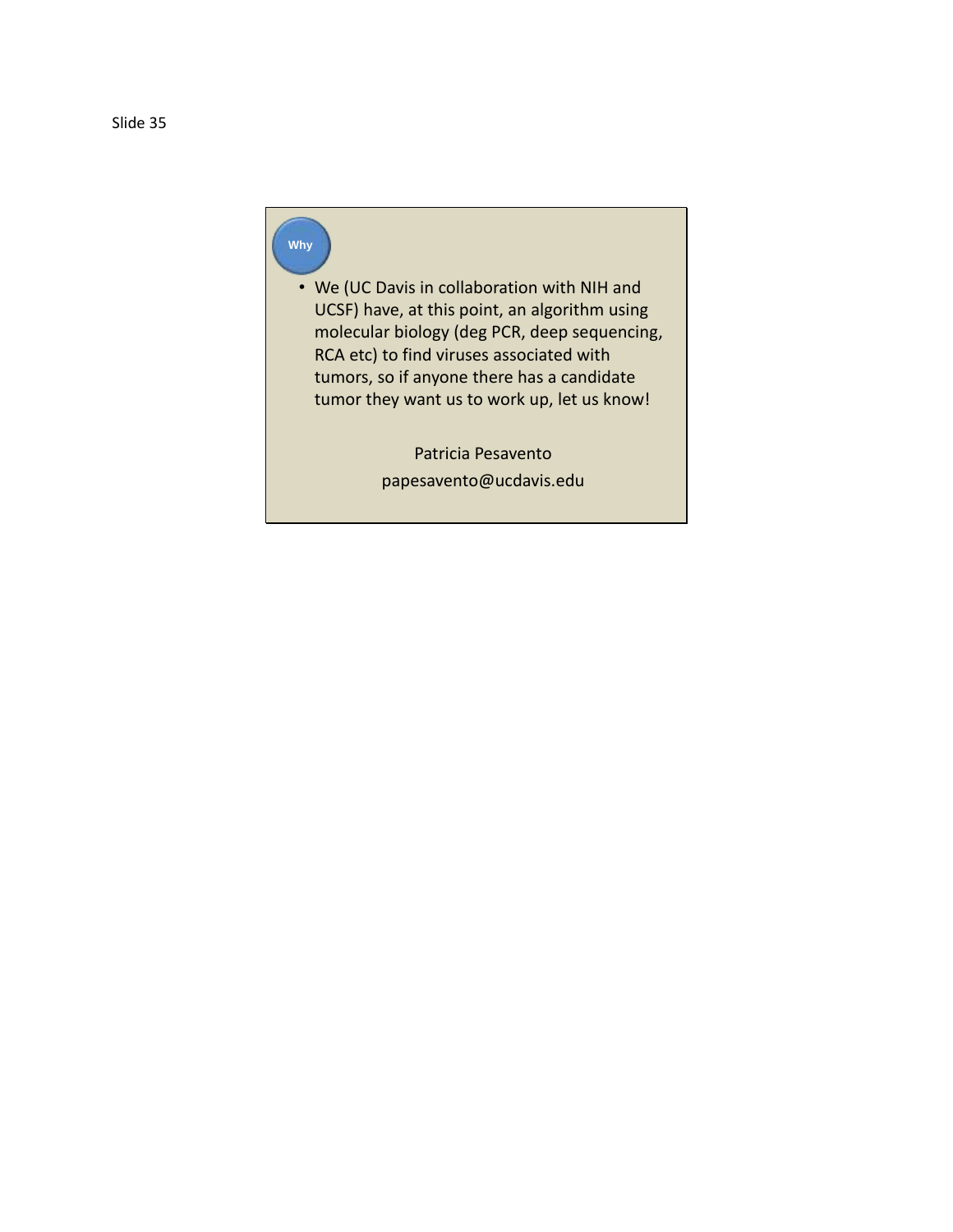Slide 35

**Why**

- We (UC Davis in collaboration with NIH and UCSF) have, at this point, an algorithm using molecular biology (deg PCR, deep sequencing, RCA etc) to find viruses associated with tumors, so if anyone there has a candidate tumor they want us to work up, let us know!

Patricia Pesavento

papesavento@ucdavis.edu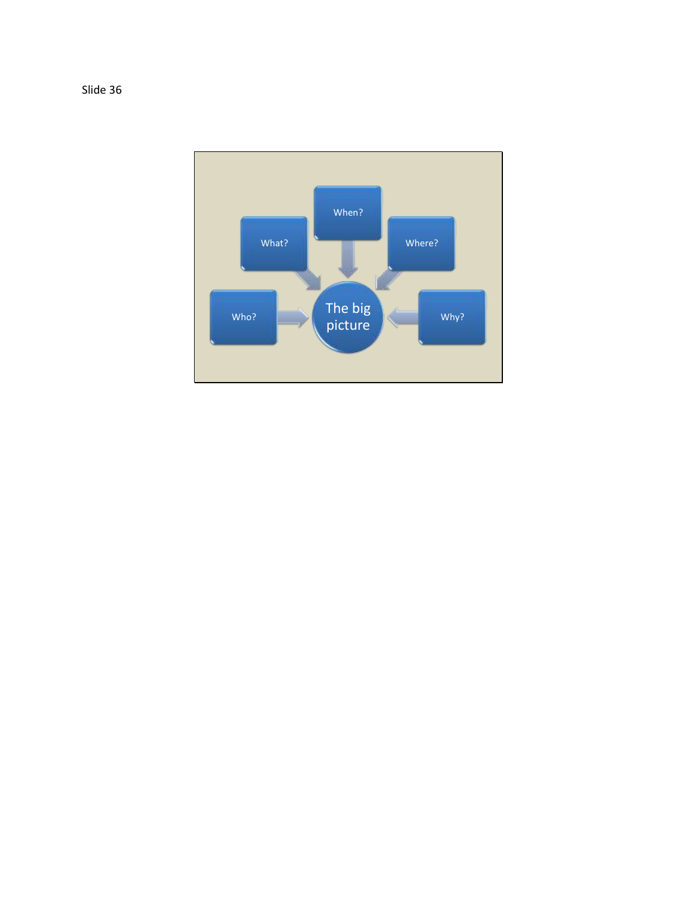Slide 36

The big picture

- Who?
- What?
- When?
- Where?
- Why?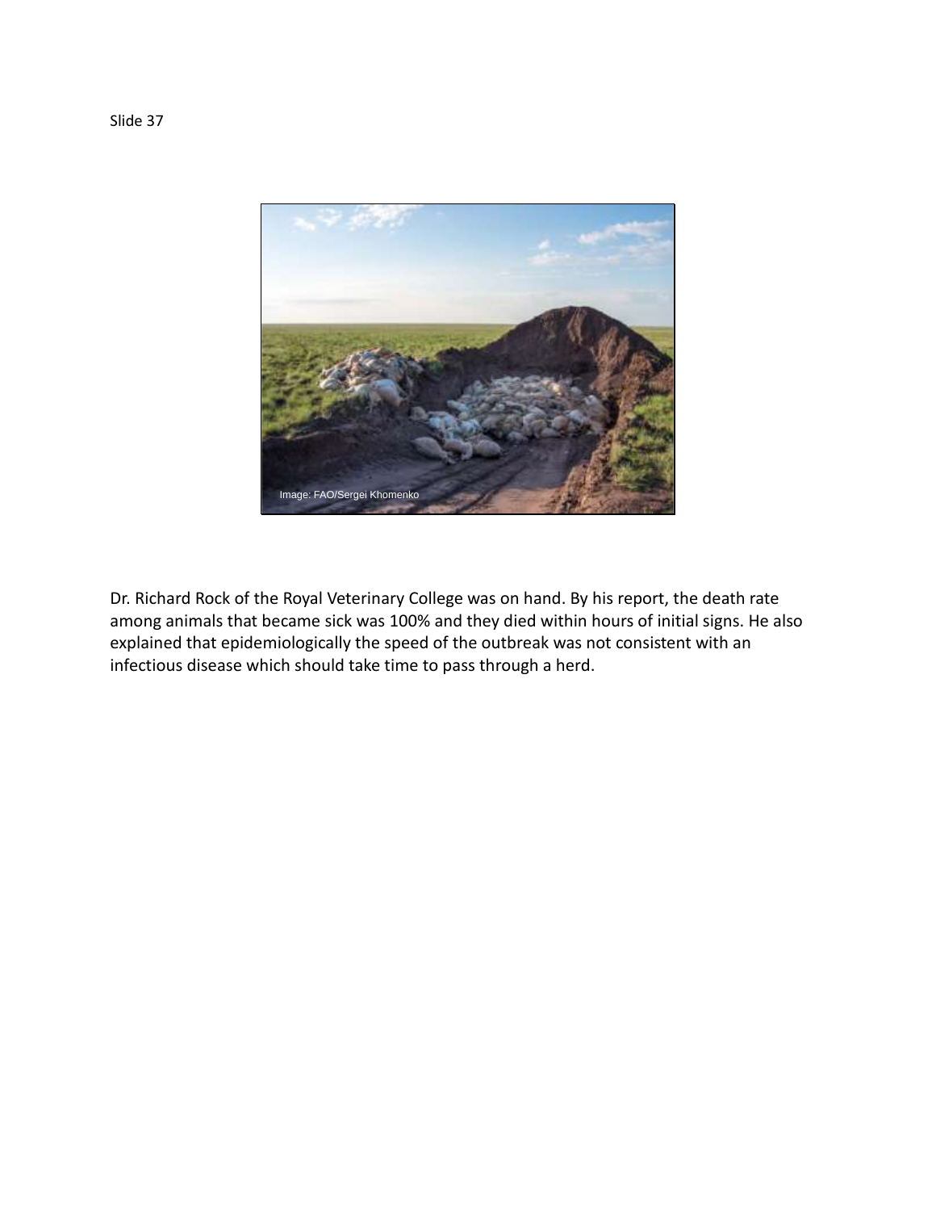Slide 37

Image: FAO/Sergei Khomenko

Dr. Richard Rock of the Royal Veterinary College was on hand. By his report, the death rate among animals that became sick was 100% and they died within hours of initial signs. He also explained that epidemiologically the speed of the outbreak was not consistent with an infectious disease which should take time to pass through a herd.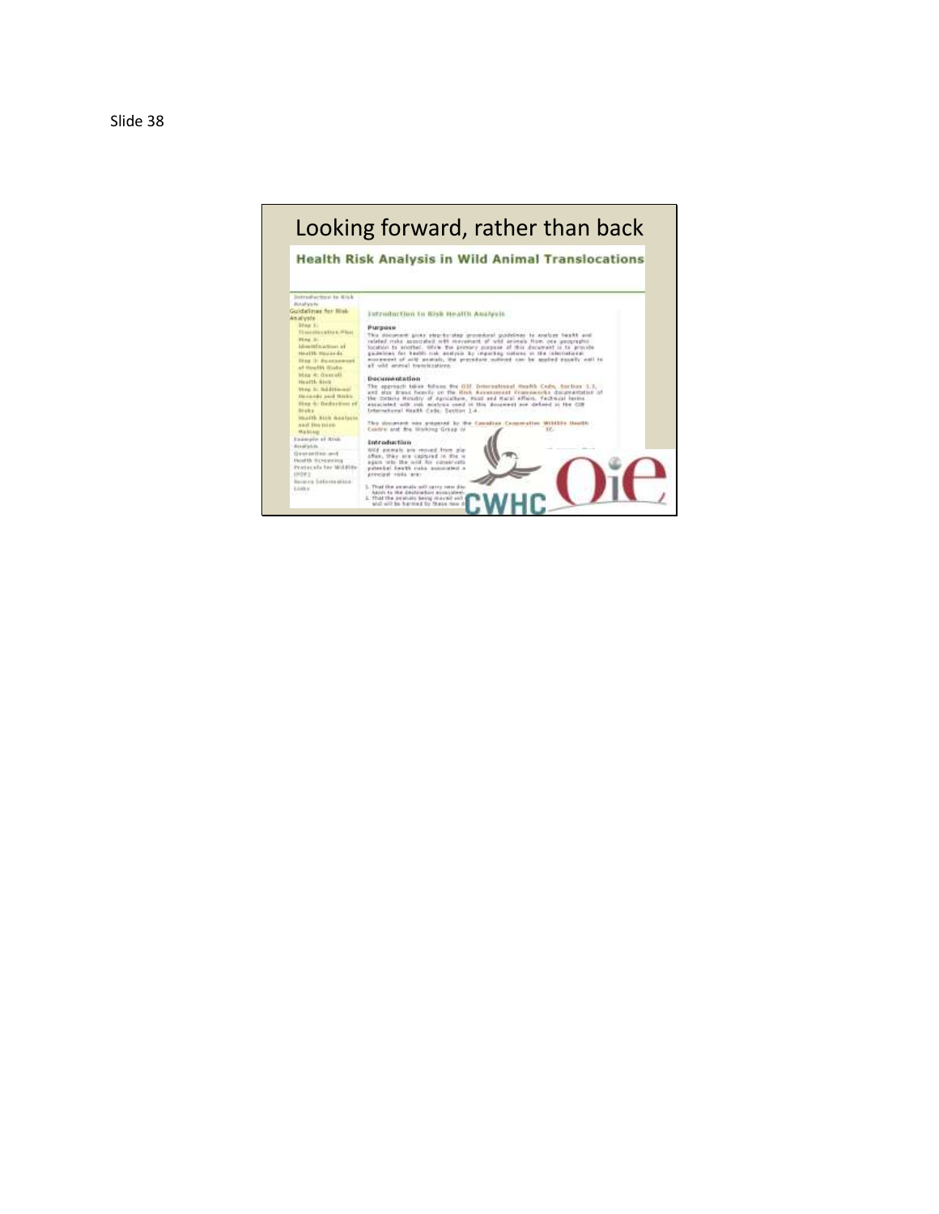Slide 38

# Looking forward, rather than back

## Health Risk Analysis in Wild Animal Translocations

Introduction to Risk Analysis

Guidelines for Risk Analysis

- Step 1: Translocation Plan
- Step 2: Identification of Health Hazards
- Step 3: Assessment of Health Risks
- Step 4: Overall Health Risk
- Step 5: Additional Hazards and Risks
- Step 6: Reduction of Risks
- Health Risk Analysis and Decision Making

Example of Risk Analysis

Quarantine and Health Screening Protocols for Wildlife (PDF)

Source Information Links

### Introduction to Risk Health Analysis

**Purpose**

This document gives step-by-step procedural guidelines to analyze health and related risks associated with movement of wild animals from one geographic location to another. While the primary purpose of this document is to provide guidelines for health risk analysis by importing nations in the international movement of wild animals, the procedure outlined can be applied equally well to all wild animal translocations.

**Documentation**

The approach taken follows the OIE International Health Code, Section 1.3, and also draws heavily on the Risk Assessment Frameworks documentation of the Ontario Ministry of Agriculture, Food and Rural Affairs. Technical terms associated with risk analysis used in this document are defined in the OIE International Health Code, Section 1.4.

This document was prepared by the Canadian Cooperative Wildlife Health Centre and the Working Group on ... OIE.

**Introduction**

Wild animals are moved from pla... often, they are captured in the w... again into the wild for conservatio... potential health risks associated w... principal risks are:

1. That the animals will carry new dis... known to the destination ecosystem...
2. That the animals being moved wil... and will be harmed by these new d...

CWHC

OIE